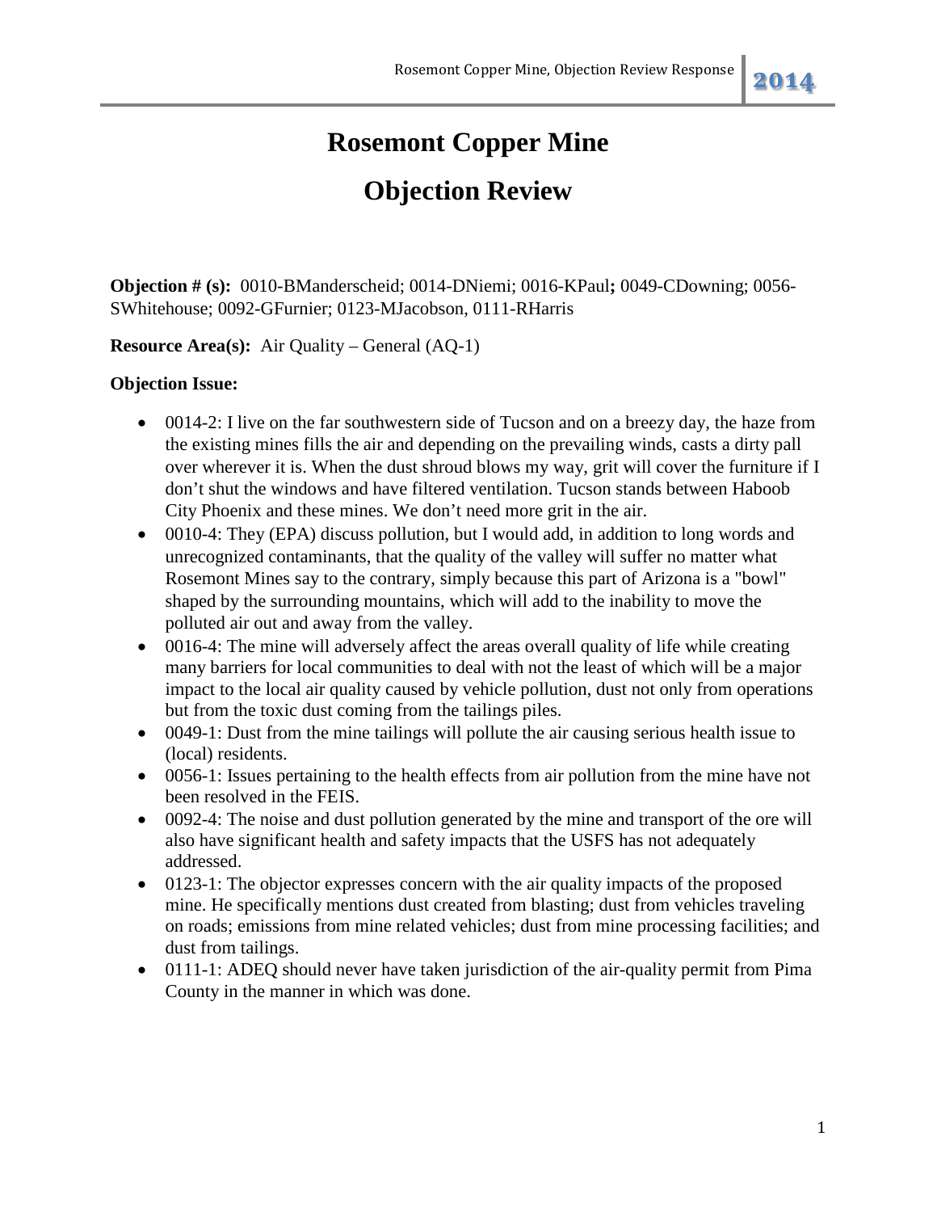# Rosemont Copper Mine

# Objection Review

**Objection # (s):** 0010-BManderscheid; 0014-DNiemi; 0016-KPaul**;** 0049-CDowning; 0056-SWhitehouse; 0092-GFurnier; 0123-MJacobson, 0111-RHarris

**Resource Area(s):** Air Quality – General (AQ-1)

**Objection Issue:**

- 0014-2: I live on the far southwestern side of Tucson and on a breezy day, the haze from the existing mines fills the air and depending on the prevailing winds, casts a dirty pall over wherever it is. When the dust shroud blows my way, grit will cover the furniture if I don't shut the windows and have filtered ventilation. Tucson stands between Haboob City Phoenix and these mines. We don't need more grit in the air.
- 0010-4: They (EPA) discuss pollution, but I would add, in addition to long words and unrecognized contaminants, that the quality of the valley will suffer no matter what Rosemont Mines say to the contrary, simply because this part of Arizona is a "bowl" shaped by the surrounding mountains, which will add to the inability to move the polluted air out and away from the valley.
- 0016-4: The mine will adversely affect the areas overall quality of life while creating many barriers for local communities to deal with not the least of which will be a major impact to the local air quality caused by vehicle pollution, dust not only from operations but from the toxic dust coming from the tailings piles.
- 0049-1: Dust from the mine tailings will pollute the air causing serious health issue to (local) residents.
- 0056-1: Issues pertaining to the health effects from air pollution from the mine have not been resolved in the FEIS.
- 0092-4: The noise and dust pollution generated by the mine and transport of the ore will also have significant health and safety impacts that the USFS has not adequately addressed.
- 0123-1: The objector expresses concern with the air quality impacts of the proposed mine. He specifically mentions dust created from blasting; dust from vehicles traveling on roads; emissions from mine related vehicles; dust from mine processing facilities; and dust from tailings.
- 0111-1: ADEQ should never have taken jurisdiction of the air-quality permit from Pima County in the manner in which was done.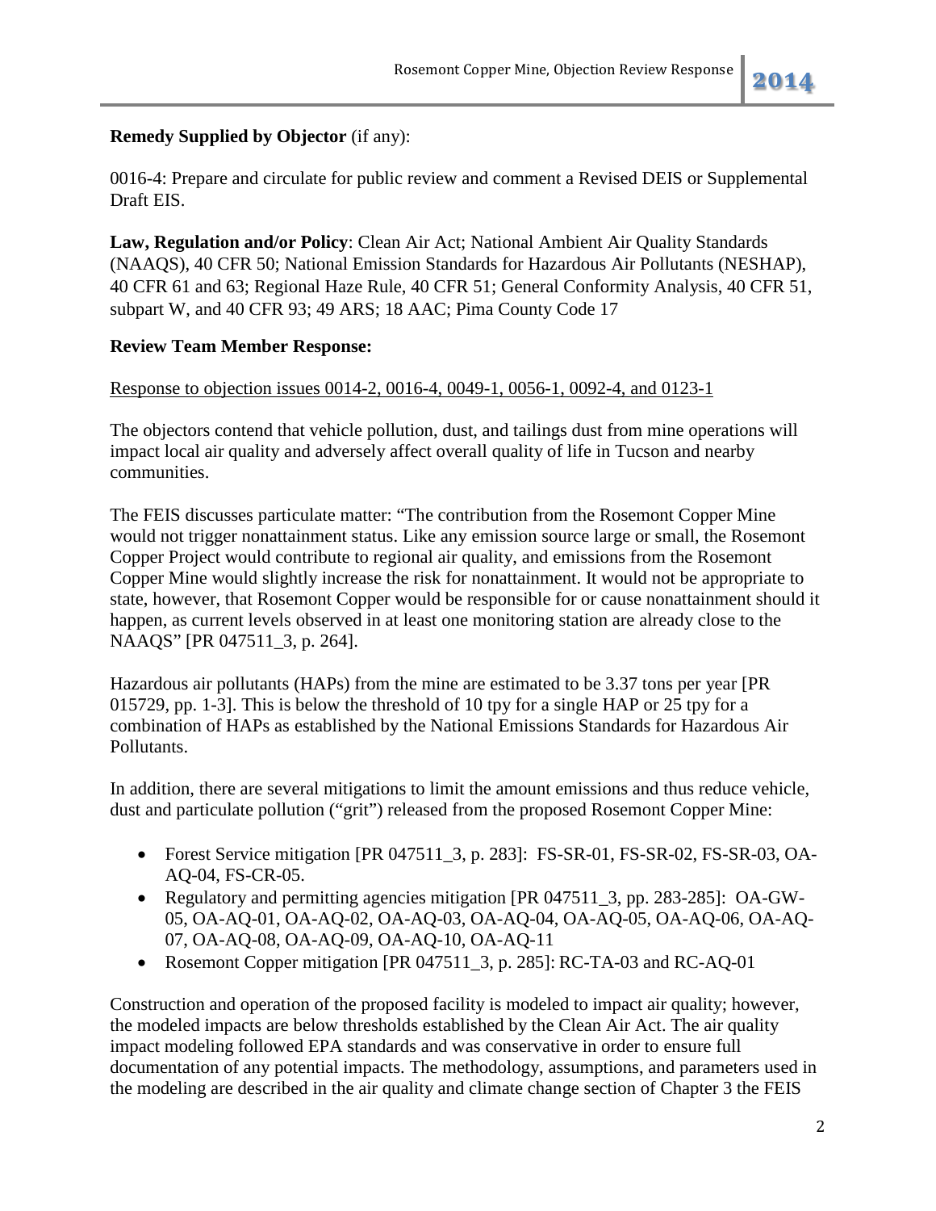**Remedy Supplied by Objector** (if any):

0016-4: Prepare and circulate for public review and comment a Revised DEIS or Supplemental Draft EIS.

**Law, Regulation and/or Policy**: Clean Air Act; National Ambient Air Quality Standards (NAAQS), 40 CFR 50; National Emission Standards for Hazardous Air Pollutants (NESHAP), 40 CFR 61 and 63; Regional Haze Rule, 40 CFR 51; General Conformity Analysis, 40 CFR 51, subpart W, and 40 CFR 93; 49 ARS; 18 AAC; Pima County Code 17

**Review Team Member Response:**

Response to objection issues 0014-2, 0016-4, 0049-1, 0056-1, 0092-4, and 0123-1

The objectors contend that vehicle pollution, dust, and tailings dust from mine operations will impact local air quality and adversely affect overall quality of life in Tucson and nearby communities.

The FEIS discusses particulate matter: "The contribution from the Rosemont Copper Mine would not trigger nonattainment status. Like any emission source large or small, the Rosemont Copper Project would contribute to regional air quality, and emissions from the Rosemont Copper Mine would slightly increase the risk for nonattainment. It would not be appropriate to state, however, that Rosemont Copper would be responsible for or cause nonattainment should it happen, as current levels observed in at least one monitoring station are already close to the NAAQS" [PR 047511_3, p. 264].

Hazardous air pollutants (HAPs) from the mine are estimated to be 3.37 tons per year [PR 015729, pp. 1-3]. This is below the threshold of 10 tpy for a single HAP or 25 tpy for a combination of HAPs as established by the National Emissions Standards for Hazardous Air Pollutants.

In addition, there are several mitigations to limit the amount emissions and thus reduce vehicle, dust and particulate pollution ("grit") released from the proposed Rosemont Copper Mine:

- Forest Service mitigation [PR 047511_3, p. 283]: FS-SR-01, FS-SR-02, FS-SR-03, OA-AQ-04, FS-CR-05.
- Regulatory and permitting agencies mitigation [PR 047511_3, pp. 283-285]: OA-GW-05, OA-AQ-01, OA-AQ-02, OA-AQ-03, OA-AQ-04, OA-AQ-05, OA-AQ-06, OA-AQ-07, OA-AQ-08, OA-AQ-09, OA-AQ-10, OA-AQ-11
- Rosemont Copper mitigation [PR 047511_3, p. 285]: RC-TA-03 and RC-AQ-01

Construction and operation of the proposed facility is modeled to impact air quality; however, the modeled impacts are below thresholds established by the Clean Air Act. The air quality impact modeling followed EPA standards and was conservative in order to ensure full documentation of any potential impacts. The methodology, assumptions, and parameters used in the modeling are described in the air quality and climate change section of Chapter 3 the FEIS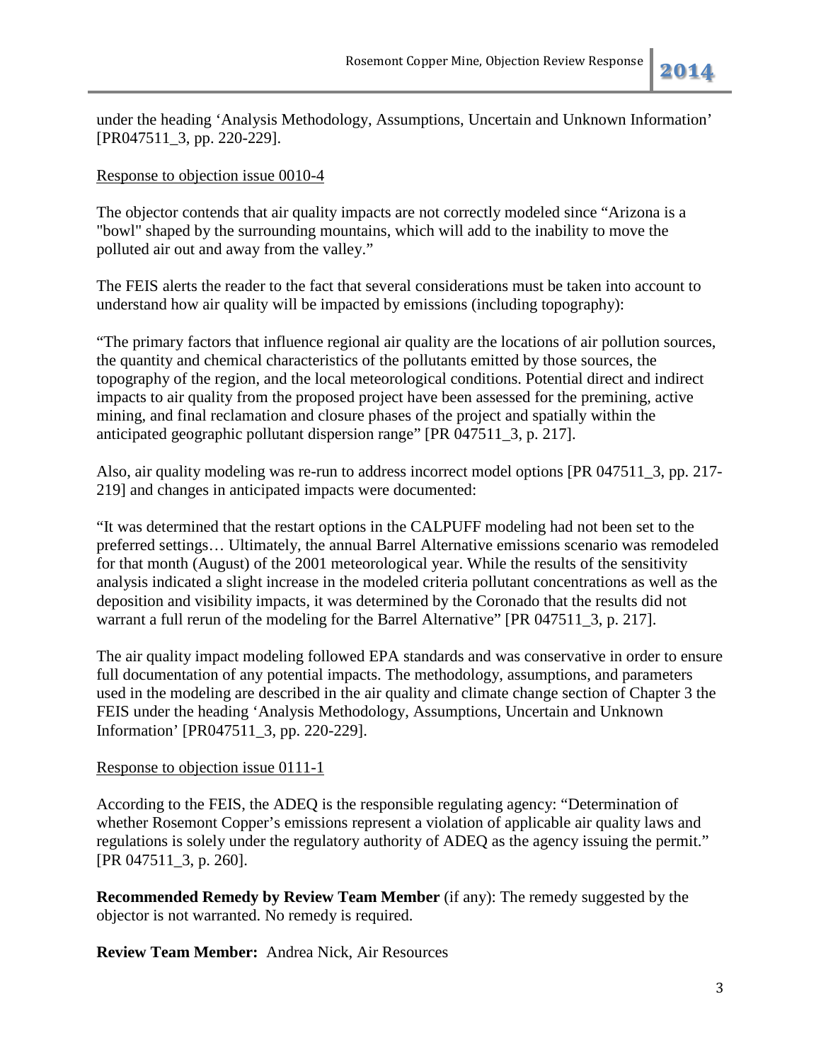under the heading ‘Analysis Methodology, Assumptions, Uncertain and Unknown Information’ [PR047511_3, pp. 220-229].

<u>Response to objection issue 0010-4</u>

The objector contends that air quality impacts are not correctly modeled since “Arizona is a "bowl" shaped by the surrounding mountains, which will add to the inability to move the polluted air out and away from the valley.”

The FEIS alerts the reader to the fact that several considerations must be taken into account to understand how air quality will be impacted by emissions (including topography):

“The primary factors that influence regional air quality are the locations of air pollution sources, the quantity and chemical characteristics of the pollutants emitted by those sources, the topography of the region, and the local meteorological conditions. Potential direct and indirect impacts to air quality from the proposed project have been assessed for the premining, active mining, and final reclamation and closure phases of the project and spatially within the anticipated geographic pollutant dispersion range” [PR 047511_3, p. 217].

Also, air quality modeling was re-run to address incorrect model options [PR 047511_3, pp. 217-219] and changes in anticipated impacts were documented:

“It was determined that the restart options in the CALPUFF modeling had not been set to the preferred settings… Ultimately, the annual Barrel Alternative emissions scenario was remodeled for that month (August) of the 2001 meteorological year. While the results of the sensitivity analysis indicated a slight increase in the modeled criteria pollutant concentrations as well as the deposition and visibility impacts, it was determined by the Coronado that the results did not warrant a full rerun of the modeling for the Barrel Alternative” [PR 047511_3, p. 217].

The air quality impact modeling followed EPA standards and was conservative in order to ensure full documentation of any potential impacts. The methodology, assumptions, and parameters used in the modeling are described in the air quality and climate change section of Chapter 3 the FEIS under the heading ‘Analysis Methodology, Assumptions, Uncertain and Unknown Information’ [PR047511_3, pp. 220-229].

<u>Response to objection issue 0111-1</u>

According to the FEIS, the ADEQ is the responsible regulating agency: “Determination of whether Rosemont Copper’s emissions represent a violation of applicable air quality laws and regulations is solely under the regulatory authority of ADEQ as the agency issuing the permit.” [PR 047511_3, p. 260].

**Recommended Remedy by Review Team Member** (if any): The remedy suggested by the objector is not warranted. No remedy is required.

**Review Team Member:** Andrea Nick, Air Resources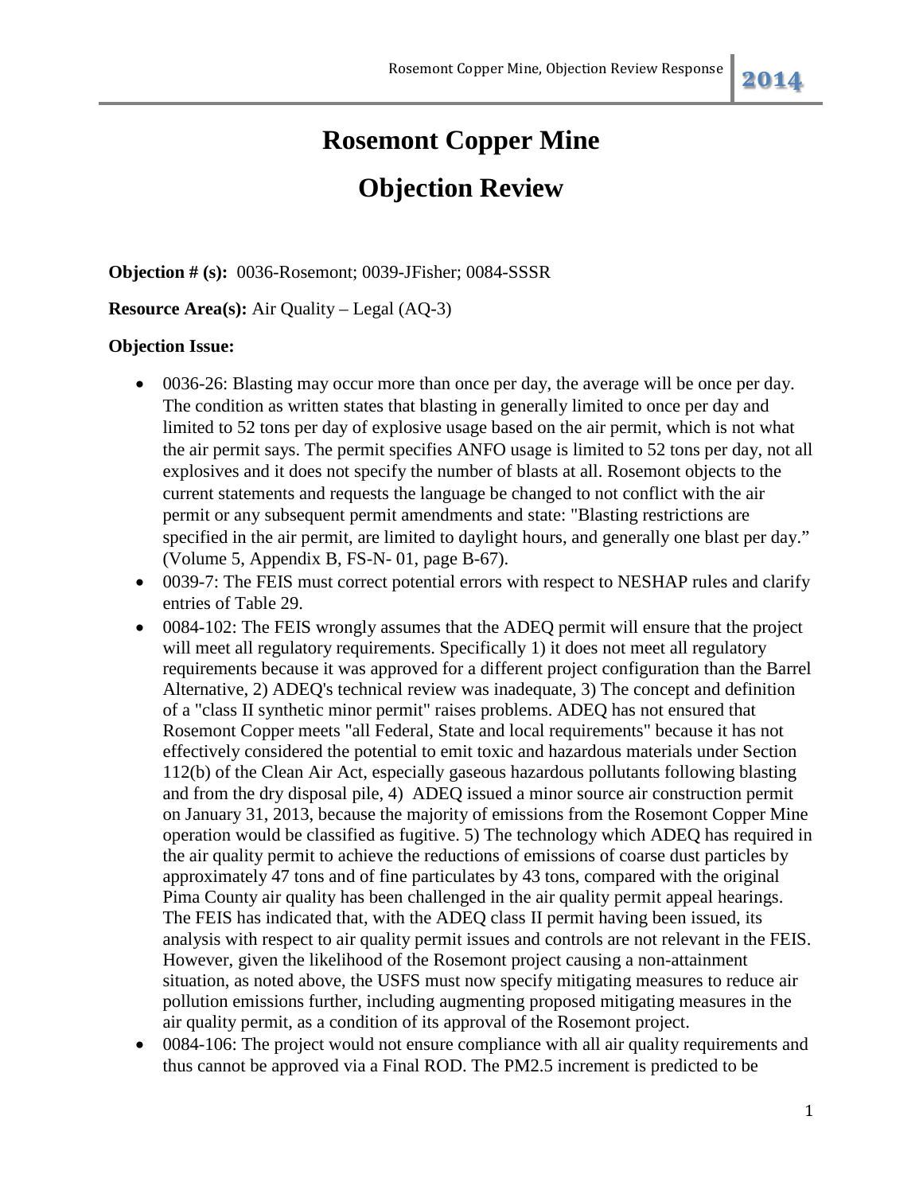# Rosemont Copper Mine

# Objection Review

**Objection # (s):** 0036-Rosemont; 0039-JFisher; 0084-SSSR

**Resource Area(s):** Air Quality – Legal (AQ-3)

**Objection Issue:**

- 0036-26: Blasting may occur more than once per day, the average will be once per day. The condition as written states that blasting in generally limited to once per day and limited to 52 tons per day of explosive usage based on the air permit, which is not what the air permit says. The permit specifies ANFO usage is limited to 52 tons per day, not all explosives and it does not specify the number of blasts at all. Rosemont objects to the current statements and requests the language be changed to not conflict with the air permit or any subsequent permit amendments and state: "Blasting restrictions are specified in the air permit, are limited to daylight hours, and generally one blast per day." (Volume 5, Appendix B, FS-N- 01, page B-67).
- 0039-7: The FEIS must correct potential errors with respect to NESHAP rules and clarify entries of Table 29.
- 0084-102: The FEIS wrongly assumes that the ADEQ permit will ensure that the project will meet all regulatory requirements. Specifically 1) it does not meet all regulatory requirements because it was approved for a different project configuration than the Barrel Alternative, 2) ADEQ's technical review was inadequate, 3) The concept and definition of a "class II synthetic minor permit" raises problems. ADEQ has not ensured that Rosemont Copper meets "all Federal, State and local requirements" because it has not effectively considered the potential to emit toxic and hazardous materials under Section 112(b) of the Clean Air Act, especially gaseous hazardous pollutants following blasting and from the dry disposal pile, 4) ADEQ issued a minor source air construction permit on January 31, 2013, because the majority of emissions from the Rosemont Copper Mine operation would be classified as fugitive. 5) The technology which ADEQ has required in the air quality permit to achieve the reductions of emissions of coarse dust particles by approximately 47 tons and of fine particulates by 43 tons, compared with the original Pima County air quality has been challenged in the air quality permit appeal hearings. The FEIS has indicated that, with the ADEQ class II permit having been issued, its analysis with respect to air quality permit issues and controls are not relevant in the FEIS. However, given the likelihood of the Rosemont project causing a non-attainment situation, as noted above, the USFS must now specify mitigating measures to reduce air pollution emissions further, including augmenting proposed mitigating measures in the air quality permit, as a condition of its approval of the Rosemont project.
- 0084-106: The project would not ensure compliance with all air quality requirements and thus cannot be approved via a Final ROD. The PM2.5 increment is predicted to be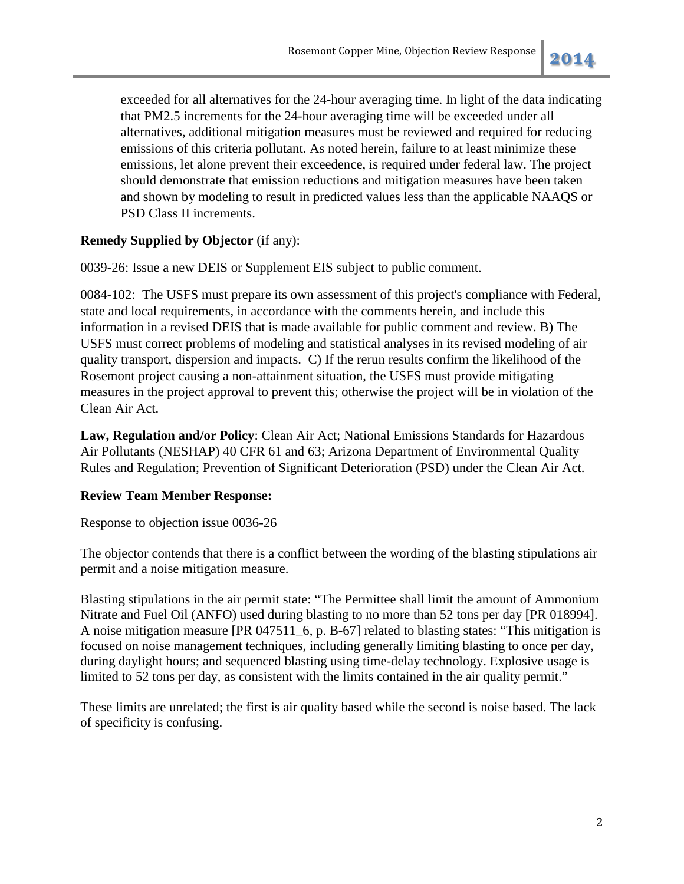exceeded for all alternatives for the 24-hour averaging time. In light of the data indicating that PM2.5 increments for the 24-hour averaging time will be exceeded under all alternatives, additional mitigation measures must be reviewed and required for reducing emissions of this criteria pollutant. As noted herein, failure to at least minimize these emissions, let alone prevent their exceedence, is required under federal law. The project should demonstrate that emission reductions and mitigation measures have been taken and shown by modeling to result in predicted values less than the applicable NAAQS or PSD Class II increments.

**Remedy Supplied by Objector** (if any):

0039-26: Issue a new DEIS or Supplement EIS subject to public comment.

0084-102: The USFS must prepare its own assessment of this project's compliance with Federal, state and local requirements, in accordance with the comments herein, and include this information in a revised DEIS that is made available for public comment and review. B) The USFS must correct problems of modeling and statistical analyses in its revised modeling of air quality transport, dispersion and impacts. C) If the rerun results confirm the likelihood of the Rosemont project causing a non-attainment situation, the USFS must provide mitigating measures in the project approval to prevent this; otherwise the project will be in violation of the Clean Air Act.

**Law, Regulation and/or Policy**: Clean Air Act; National Emissions Standards for Hazardous Air Pollutants (NESHAP) 40 CFR 61 and 63; Arizona Department of Environmental Quality Rules and Regulation; Prevention of Significant Deterioration (PSD) under the Clean Air Act.

**Review Team Member Response:**

Response to objection issue 0036-26

The objector contends that there is a conflict between the wording of the blasting stipulations air permit and a noise mitigation measure.

Blasting stipulations in the air permit state: "The Permittee shall limit the amount of Ammonium Nitrate and Fuel Oil (ANFO) used during blasting to no more than 52 tons per day [PR 018994]. A noise mitigation measure [PR 047511_6, p. B-67] related to blasting states: "This mitigation is focused on noise management techniques, including generally limiting blasting to once per day, during daylight hours; and sequenced blasting using time-delay technology. Explosive usage is limited to 52 tons per day, as consistent with the limits contained in the air quality permit."

These limits are unrelated; the first is air quality based while the second is noise based. The lack of specificity is confusing.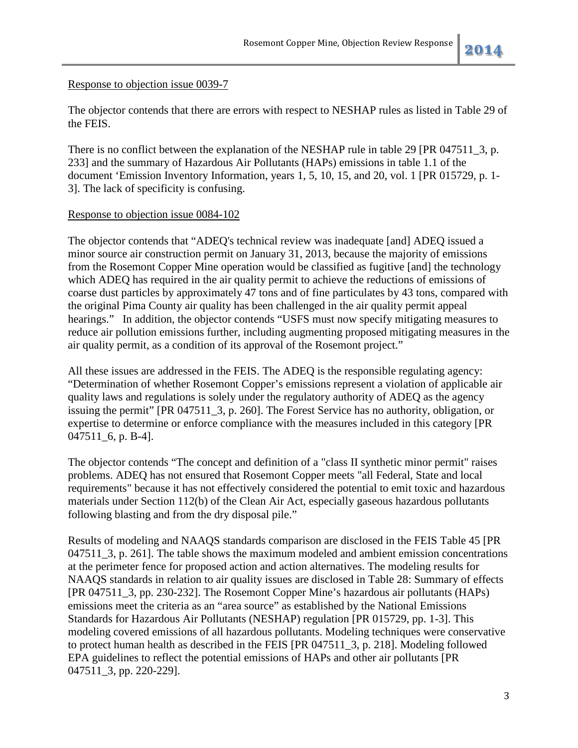Response to objection issue 0039-7

The objector contends that there are errors with respect to NESHAP rules as listed in Table 29 of the FEIS.

There is no conflict between the explanation of the NESHAP rule in table 29 [PR 047511_3, p. 233] and the summary of Hazardous Air Pollutants (HAPs) emissions in table 1.1 of the document 'Emission Inventory Information, years 1, 5, 10, 15, and 20, vol. 1 [PR 015729, p. 1-3]. The lack of specificity is confusing.

Response to objection issue 0084-102

The objector contends that "ADEQ's technical review was inadequate [and] ADEQ issued a minor source air construction permit on January 31, 2013, because the majority of emissions from the Rosemont Copper Mine operation would be classified as fugitive [and] the technology which ADEQ has required in the air quality permit to achieve the reductions of emissions of coarse dust particles by approximately 47 tons and of fine particulates by 43 tons, compared with the original Pima County air quality has been challenged in the air quality permit appeal hearings." In addition, the objector contends "USFS must now specify mitigating measures to reduce air pollution emissions further, including augmenting proposed mitigating measures in the air quality permit, as a condition of its approval of the Rosemont project."

All these issues are addressed in the FEIS. The ADEQ is the responsible regulating agency: "Determination of whether Rosemont Copper's emissions represent a violation of applicable air quality laws and regulations is solely under the regulatory authority of ADEQ as the agency issuing the permit" [PR 047511_3, p. 260]. The Forest Service has no authority, obligation, or expertise to determine or enforce compliance with the measures included in this category [PR 047511_6, p. B-4].

The objector contends "The concept and definition of a "class II synthetic minor permit" raises problems. ADEQ has not ensured that Rosemont Copper meets "all Federal, State and local requirements" because it has not effectively considered the potential to emit toxic and hazardous materials under Section 112(b) of the Clean Air Act, especially gaseous hazardous pollutants following blasting and from the dry disposal pile."

Results of modeling and NAAQS standards comparison are disclosed in the FEIS Table 45 [PR 047511_3, p. 261]. The table shows the maximum modeled and ambient emission concentrations at the perimeter fence for proposed action and action alternatives. The modeling results for NAAQS standards in relation to air quality issues are disclosed in Table 28: Summary of effects [PR 047511_3, pp. 230-232]. The Rosemont Copper Mine's hazardous air pollutants (HAPs) emissions meet the criteria as an "area source" as established by the National Emissions Standards for Hazardous Air Pollutants (NESHAP) regulation [PR 015729, pp. 1-3]. This modeling covered emissions of all hazardous pollutants. Modeling techniques were conservative to protect human health as described in the FEIS [PR 047511_3, p. 218]. Modeling followed EPA guidelines to reflect the potential emissions of HAPs and other air pollutants [PR 047511_3, pp. 220-229].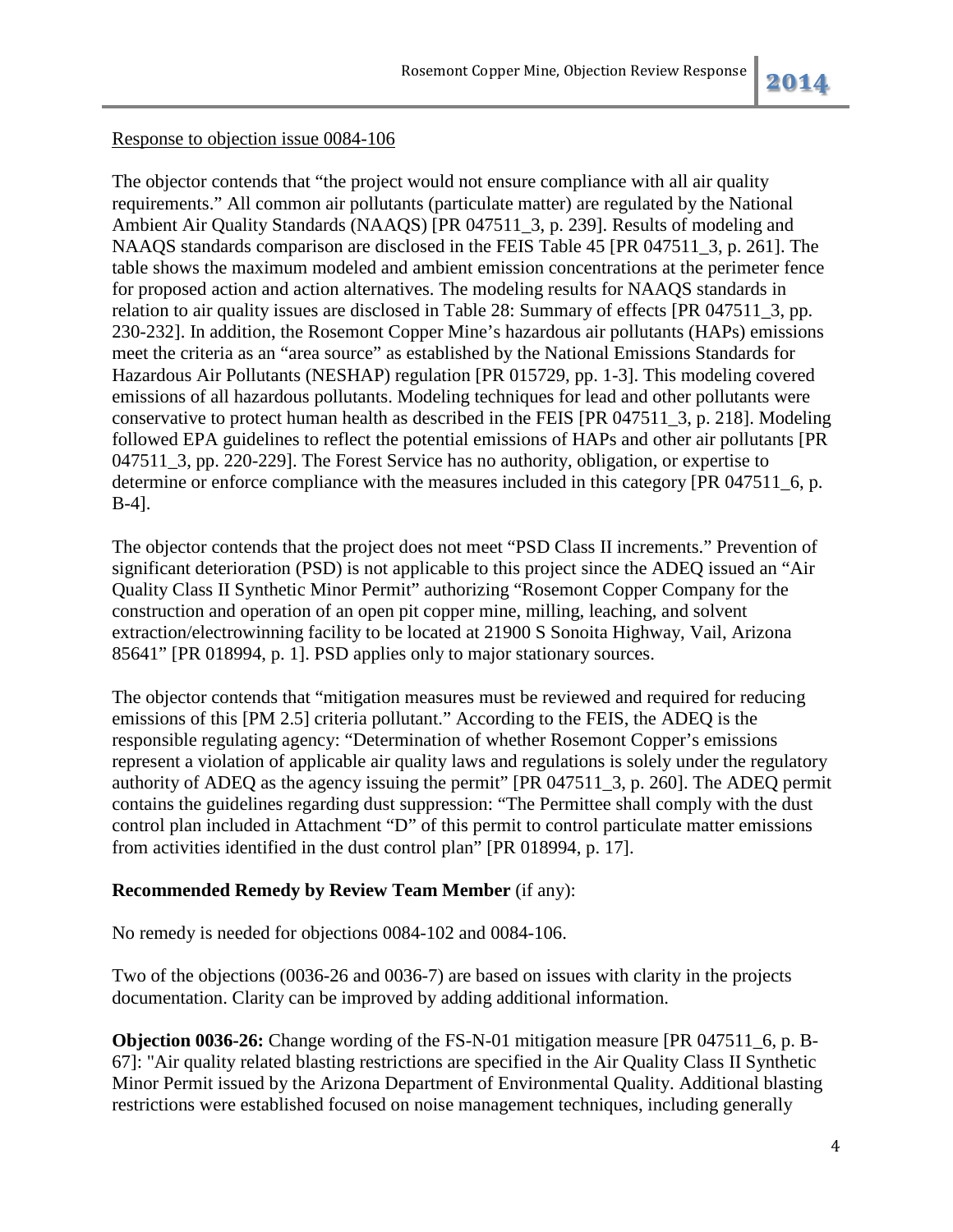Response to objection issue 0084-106

The objector contends that "the project would not ensure compliance with all air quality requirements." All common air pollutants (particulate matter) are regulated by the National Ambient Air Quality Standards (NAAQS) [PR 047511_3, p. 239]. Results of modeling and NAAQS standards comparison are disclosed in the FEIS Table 45 [PR 047511_3, p. 261]. The table shows the maximum modeled and ambient emission concentrations at the perimeter fence for proposed action and action alternatives. The modeling results for NAAQS standards in relation to air quality issues are disclosed in Table 28: Summary of effects [PR 047511_3, pp. 230-232]. In addition, the Rosemont Copper Mine's hazardous air pollutants (HAPs) emissions meet the criteria as an "area source" as established by the National Emissions Standards for Hazardous Air Pollutants (NESHAP) regulation [PR 015729, pp. 1-3]. This modeling covered emissions of all hazardous pollutants. Modeling techniques for lead and other pollutants were conservative to protect human health as described in the FEIS [PR 047511_3, p. 218]. Modeling followed EPA guidelines to reflect the potential emissions of HAPs and other air pollutants [PR 047511_3, pp. 220-229]. The Forest Service has no authority, obligation, or expertise to determine or enforce compliance with the measures included in this category [PR 047511_6, p. B-4].

The objector contends that the project does not meet "PSD Class II increments." Prevention of significant deterioration (PSD) is not applicable to this project since the ADEQ issued an "Air Quality Class II Synthetic Minor Permit" authorizing "Rosemont Copper Company for the construction and operation of an open pit copper mine, milling, leaching, and solvent extraction/electrowinning facility to be located at 21900 S Sonoita Highway, Vail, Arizona 85641" [PR 018994, p. 1]. PSD applies only to major stationary sources.

The objector contends that "mitigation measures must be reviewed and required for reducing emissions of this [PM 2.5] criteria pollutant." According to the FEIS, the ADEQ is the responsible regulating agency: "Determination of whether Rosemont Copper's emissions represent a violation of applicable air quality laws and regulations is solely under the regulatory authority of ADEQ as the agency issuing the permit" [PR 047511_3, p. 260]. The ADEQ permit contains the guidelines regarding dust suppression: "The Permittee shall comply with the dust control plan included in Attachment "D" of this permit to control particulate matter emissions from activities identified in the dust control plan" [PR 018994, p. 17].

**Recommended Remedy by Review Team Member** (if any):

No remedy is needed for objections 0084-102 and 0084-106.

Two of the objections (0036-26 and 0036-7) are based on issues with clarity in the projects documentation. Clarity can be improved by adding additional information.

**Objection 0036-26:** Change wording of the FS-N-01 mitigation measure [PR 047511_6, p. B-67]: "Air quality related blasting restrictions are specified in the Air Quality Class II Synthetic Minor Permit issued by the Arizona Department of Environmental Quality. Additional blasting restrictions were established focused on noise management techniques, including generally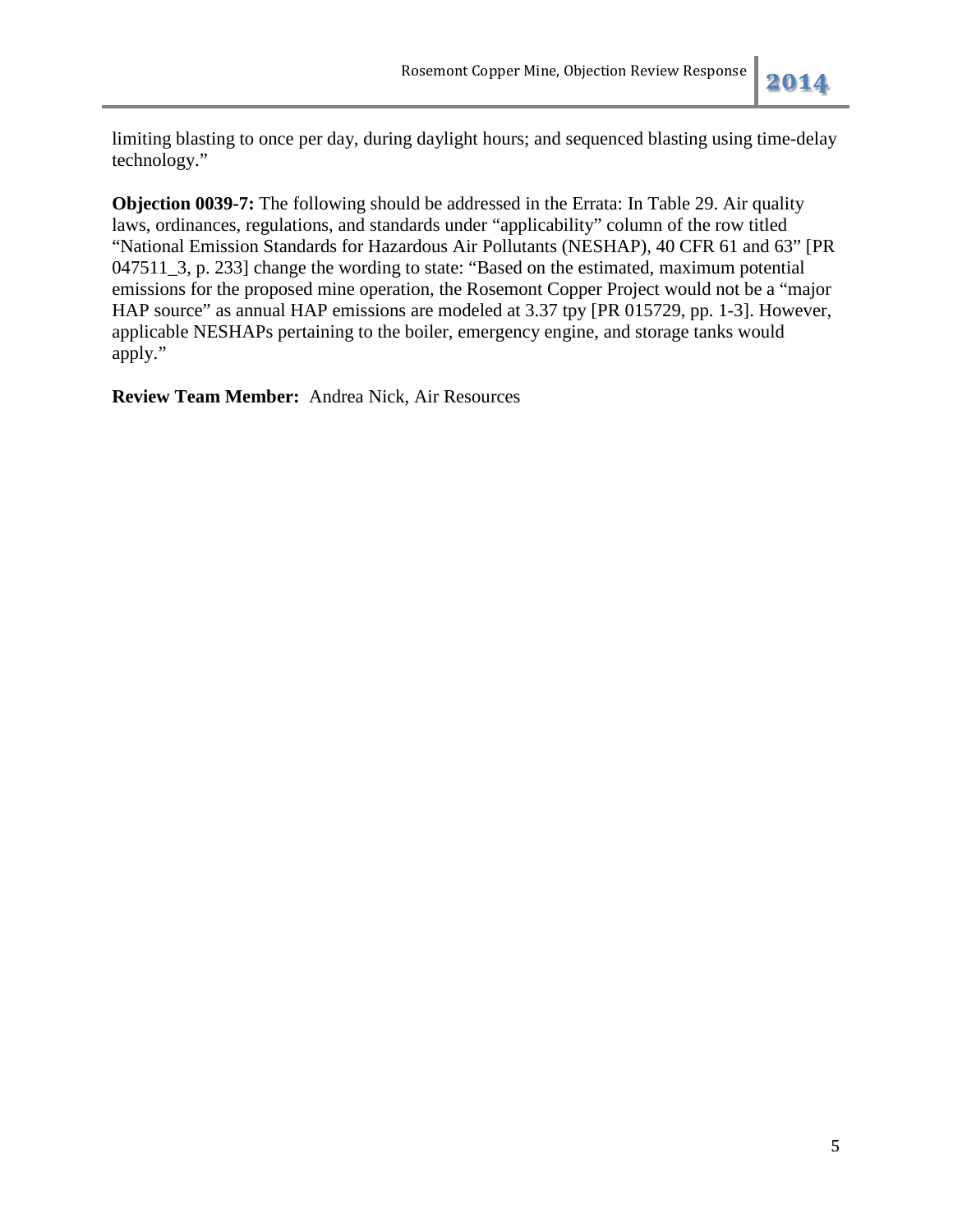limiting blasting to once per day, during daylight hours; and sequenced blasting using time-delay technology."

**Objection 0039-7:** The following should be addressed in the Errata: In Table 29. Air quality laws, ordinances, regulations, and standards under "applicability" column of the row titled "National Emission Standards for Hazardous Air Pollutants (NESHAP), 40 CFR 61 and 63" [PR 047511_3, p. 233] change the wording to state: "Based on the estimated, maximum potential emissions for the proposed mine operation, the Rosemont Copper Project would not be a "major HAP source" as annual HAP emissions are modeled at 3.37 tpy [PR 015729, pp. 1-3]. However, applicable NESHAPs pertaining to the boiler, emergency engine, and storage tanks would apply."

**Review Team Member:** Andrea Nick, Air Resources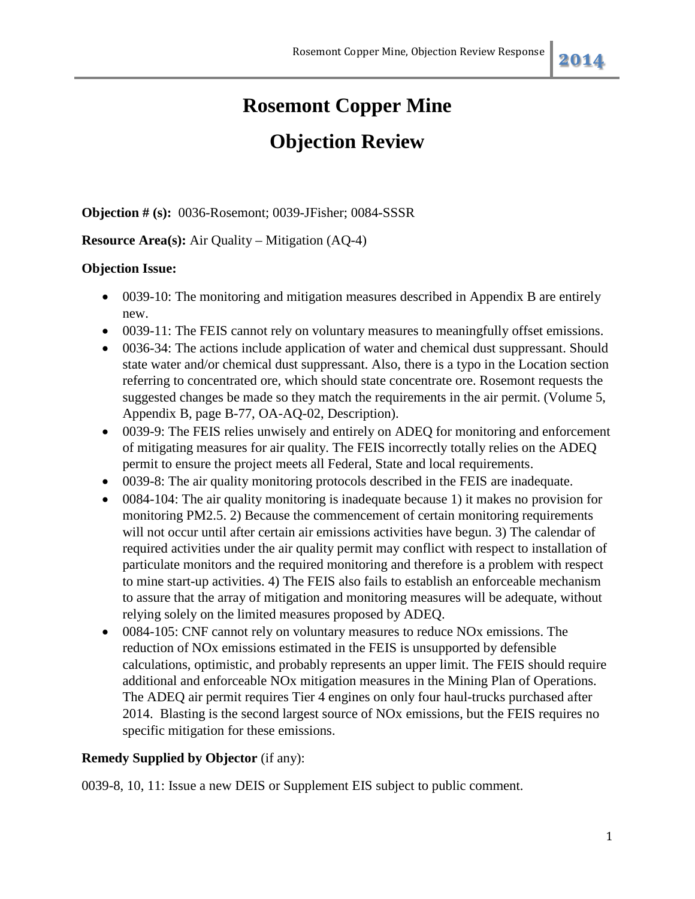# Rosemont Copper Mine

# Objection Review

**Objection # (s):** 0036-Rosemont; 0039-JFisher; 0084-SSSR

**Resource Area(s):** Air Quality – Mitigation (AQ-4)

**Objection Issue:**

- 0039-10: The monitoring and mitigation measures described in Appendix B are entirely new.
- 0039-11: The FEIS cannot rely on voluntary measures to meaningfully offset emissions.
- 0036-34: The actions include application of water and chemical dust suppressant. Should state water and/or chemical dust suppressant. Also, there is a typo in the Location section referring to concentrated ore, which should state concentrate ore. Rosemont requests the suggested changes be made so they match the requirements in the air permit. (Volume 5, Appendix B, page B-77, OA-AQ-02, Description).
- 0039-9: The FEIS relies unwisely and entirely on ADEQ for monitoring and enforcement of mitigating measures for air quality. The FEIS incorrectly totally relies on the ADEQ permit to ensure the project meets all Federal, State and local requirements.
- 0039-8: The air quality monitoring protocols described in the FEIS are inadequate.
- 0084-104: The air quality monitoring is inadequate because 1) it makes no provision for monitoring PM2.5. 2) Because the commencement of certain monitoring requirements will not occur until after certain air emissions activities have begun. 3) The calendar of required activities under the air quality permit may conflict with respect to installation of particulate monitors and the required monitoring and therefore is a problem with respect to mine start-up activities. 4) The FEIS also fails to establish an enforceable mechanism to assure that the array of mitigation and monitoring measures will be adequate, without relying solely on the limited measures proposed by ADEQ.
- 0084-105: CNF cannot rely on voluntary measures to reduce NOx emissions. The reduction of NOx emissions estimated in the FEIS is unsupported by defensible calculations, optimistic, and probably represents an upper limit. The FEIS should require additional and enforceable NOx mitigation measures in the Mining Plan of Operations. The ADEQ air permit requires Tier 4 engines on only four haul-trucks purchased after 2014. Blasting is the second largest source of NOx emissions, but the FEIS requires no specific mitigation for these emissions.

**Remedy Supplied by Objector** (if any):

0039-8, 10, 11: Issue a new DEIS or Supplement EIS subject to public comment.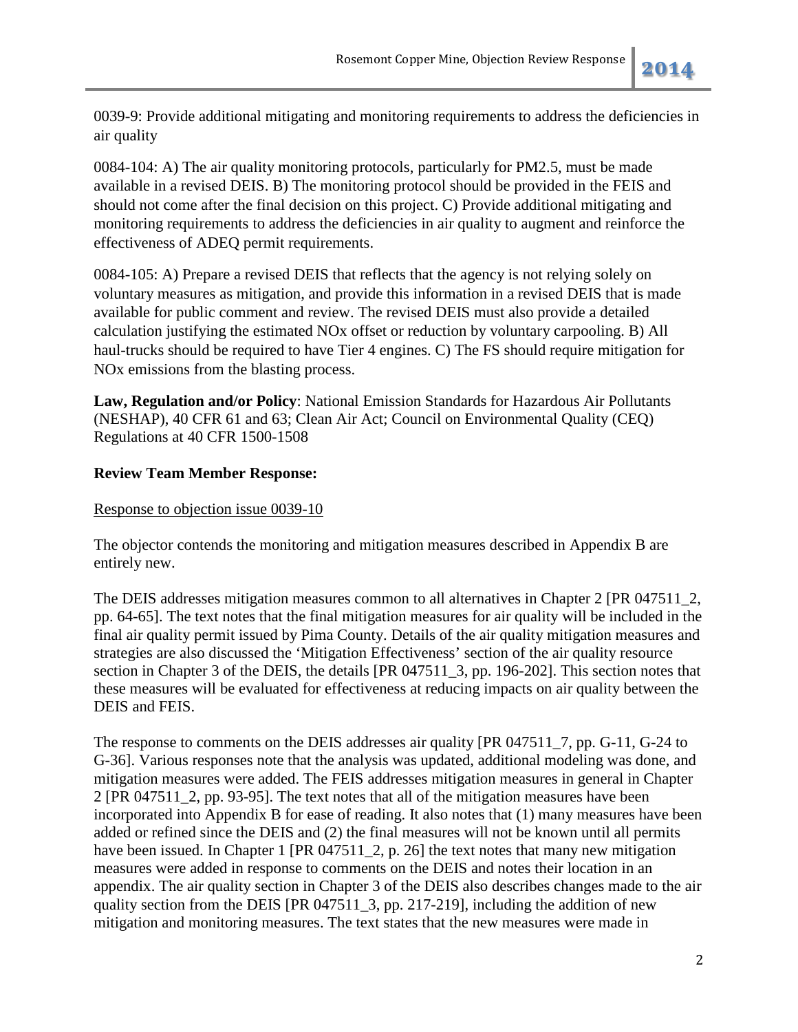0039-9: Provide additional mitigating and monitoring requirements to address the deficiencies in air quality

0084-104: A) The air quality monitoring protocols, particularly for PM2.5, must be made available in a revised DEIS. B) The monitoring protocol should be provided in the FEIS and should not come after the final decision on this project. C) Provide additional mitigating and monitoring requirements to address the deficiencies in air quality to augment and reinforce the effectiveness of ADEQ permit requirements.

0084-105: A) Prepare a revised DEIS that reflects that the agency is not relying solely on voluntary measures as mitigation, and provide this information in a revised DEIS that is made available for public comment and review. The revised DEIS must also provide a detailed calculation justifying the estimated NOx offset or reduction by voluntary carpooling. B) All haul-trucks should be required to have Tier 4 engines. C) The FS should require mitigation for NOx emissions from the blasting process.

**Law, Regulation and/or Policy**: National Emission Standards for Hazardous Air Pollutants (NESHAP), 40 CFR 61 and 63; Clean Air Act; Council on Environmental Quality (CEQ) Regulations at 40 CFR 1500-1508

**Review Team Member Response:**

Response to objection issue 0039-10

The objector contends the monitoring and mitigation measures described in Appendix B are entirely new.

The DEIS addresses mitigation measures common to all alternatives in Chapter 2 [PR 047511_2, pp. 64-65]. The text notes that the final mitigation measures for air quality will be included in the final air quality permit issued by Pima County. Details of the air quality mitigation measures and strategies are also discussed the 'Mitigation Effectiveness' section of the air quality resource section in Chapter 3 of the DEIS, the details [PR 047511_3, pp. 196-202]. This section notes that these measures will be evaluated for effectiveness at reducing impacts on air quality between the DEIS and FEIS.

The response to comments on the DEIS addresses air quality [PR 047511_7, pp. G-11, G-24 to G-36]. Various responses note that the analysis was updated, additional modeling was done, and mitigation measures were added. The FEIS addresses mitigation measures in general in Chapter 2 [PR 047511_2, pp. 93-95]. The text notes that all of the mitigation measures have been incorporated into Appendix B for ease of reading. It also notes that (1) many measures have been added or refined since the DEIS and (2) the final measures will not be known until all permits have been issued. In Chapter 1 [PR 047511_2, p. 26] the text notes that many new mitigation measures were added in response to comments on the DEIS and notes their location in an appendix. The air quality section in Chapter 3 of the DEIS also describes changes made to the air quality section from the DEIS [PR 047511_3, pp. 217-219], including the addition of new mitigation and monitoring measures. The text states that the new measures were made in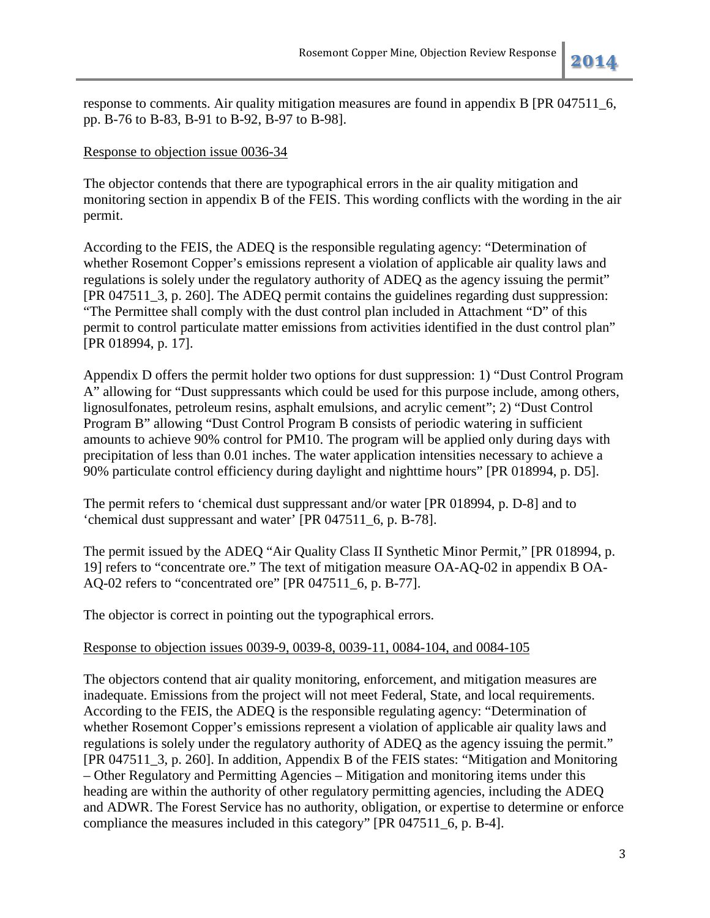response to comments. Air quality mitigation measures are found in appendix B [PR 047511_6, pp. B-76 to B-83, B-91 to B-92, B-97 to B-98].

Response to objection issue 0036-34

The objector contends that there are typographical errors in the air quality mitigation and monitoring section in appendix B of the FEIS. This wording conflicts with the wording in the air permit.

According to the FEIS, the ADEQ is the responsible regulating agency: "Determination of whether Rosemont Copper's emissions represent a violation of applicable air quality laws and regulations is solely under the regulatory authority of ADEQ as the agency issuing the permit" [PR 047511_3, p. 260]. The ADEQ permit contains the guidelines regarding dust suppression: "The Permittee shall comply with the dust control plan included in Attachment "D" of this permit to control particulate matter emissions from activities identified in the dust control plan" [PR 018994, p. 17].

Appendix D offers the permit holder two options for dust suppression: 1) "Dust Control Program A" allowing for "Dust suppressants which could be used for this purpose include, among others, lignosulfonates, petroleum resins, asphalt emulsions, and acrylic cement"; 2) "Dust Control Program B" allowing "Dust Control Program B consists of periodic watering in sufficient amounts to achieve 90% control for PM10. The program will be applied only during days with precipitation of less than 0.01 inches. The water application intensities necessary to achieve a 90% particulate control efficiency during daylight and nighttime hours" [PR 018994, p. D5].

The permit refers to 'chemical dust suppressant and/or water [PR 018994, p. D-8] and to 'chemical dust suppressant and water' [PR 047511_6, p. B-78].

The permit issued by the ADEQ "Air Quality Class II Synthetic Minor Permit," [PR 018994, p. 19] refers to "concentrate ore." The text of mitigation measure OA-AQ-02 in appendix B OA-AQ-02 refers to "concentrated ore" [PR 047511_6, p. B-77].

The objector is correct in pointing out the typographical errors.

Response to objection issues 0039-9, 0039-8, 0039-11, 0084-104, and 0084-105

The objectors contend that air quality monitoring, enforcement, and mitigation measures are inadequate. Emissions from the project will not meet Federal, State, and local requirements. According to the FEIS, the ADEQ is the responsible regulating agency: "Determination of whether Rosemont Copper's emissions represent a violation of applicable air quality laws and regulations is solely under the regulatory authority of ADEQ as the agency issuing the permit." [PR 047511_3, p. 260]. In addition, Appendix B of the FEIS states: "Mitigation and Monitoring – Other Regulatory and Permitting Agencies – Mitigation and monitoring items under this heading are within the authority of other regulatory permitting agencies, including the ADEQ and ADWR. The Forest Service has no authority, obligation, or expertise to determine or enforce compliance the measures included in this category" [PR 047511_6, p. B-4].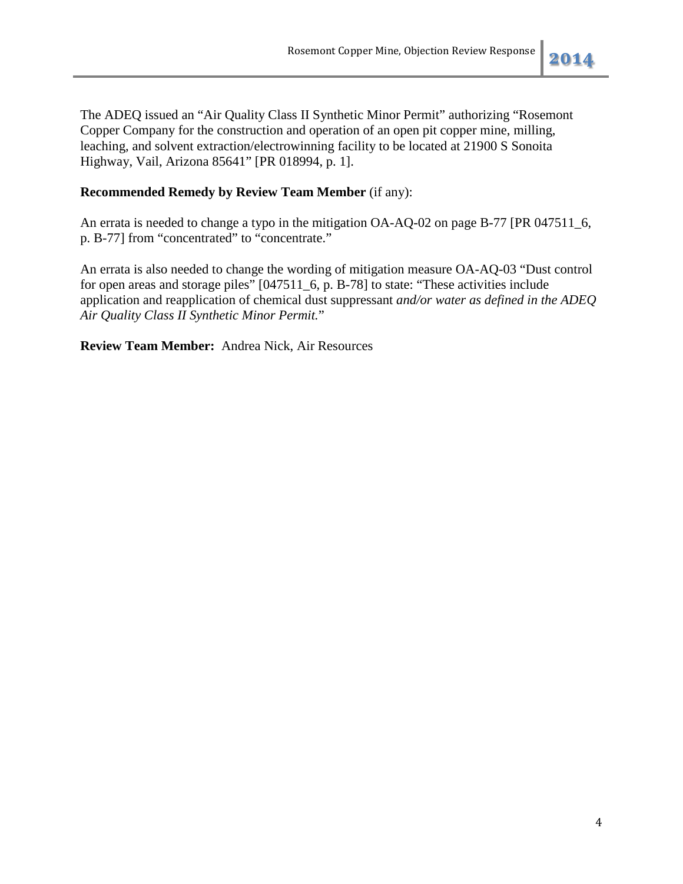The ADEQ issued an "Air Quality Class II Synthetic Minor Permit" authorizing "Rosemont Copper Company for the construction and operation of an open pit copper mine, milling, leaching, and solvent extraction/electrowinning facility to be located at 21900 S Sonoita Highway, Vail, Arizona 85641" [PR 018994, p. 1].

**Recommended Remedy by Review Team Member** (if any):

An errata is needed to change a typo in the mitigation OA-AQ-02 on page B-77 [PR 047511_6, p. B-77] from "concentrated" to "concentrate."

An errata is also needed to change the wording of mitigation measure OA-AQ-03 "Dust control for open areas and storage piles" [047511_6, p. B-78] to state: "These activities include application and reapplication of chemical dust suppressant *and/or water as defined in the ADEQ Air Quality Class II Synthetic Minor Permit.*"

**Review Team Member:** Andrea Nick, Air Resources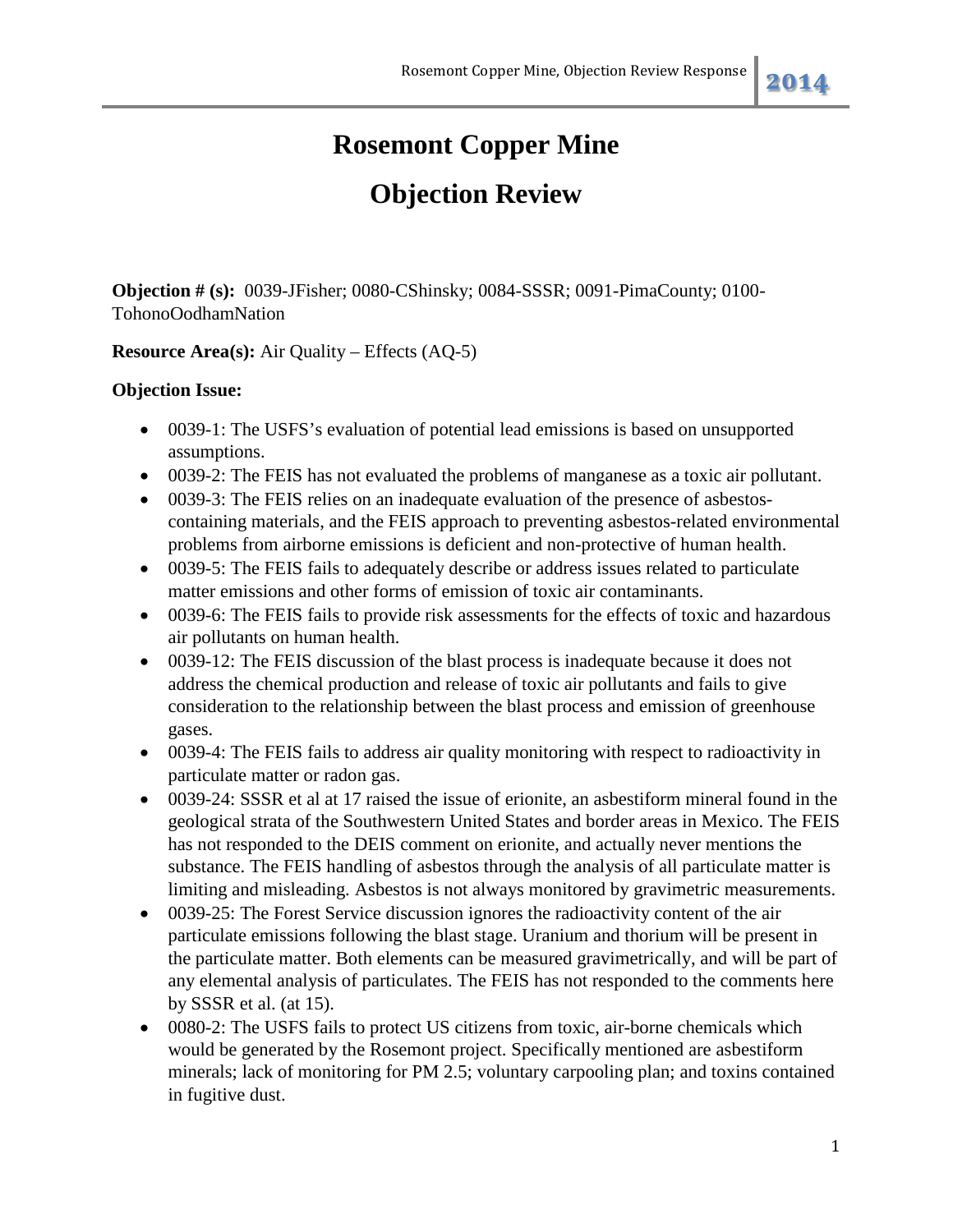# Rosemont Copper Mine

# Objection Review

**Objection # (s):** 0039-JFisher; 0080-CShinsky; 0084-SSSR; 0091-PimaCounty; 0100-TohonoOodhamNation

**Resource Area(s):** Air Quality – Effects (AQ-5)

**Objection Issue:**

- 0039-1: The USFS's evaluation of potential lead emissions is based on unsupported assumptions.
- 0039-2: The FEIS has not evaluated the problems of manganese as a toxic air pollutant.
- 0039-3: The FEIS relies on an inadequate evaluation of the presence of asbestos-containing materials, and the FEIS approach to preventing asbestos-related environmental problems from airborne emissions is deficient and non-protective of human health.
- 0039-5: The FEIS fails to adequately describe or address issues related to particulate matter emissions and other forms of emission of toxic air contaminants.
- 0039-6: The FEIS fails to provide risk assessments for the effects of toxic and hazardous air pollutants on human health.
- 0039-12: The FEIS discussion of the blast process is inadequate because it does not address the chemical production and release of toxic air pollutants and fails to give consideration to the relationship between the blast process and emission of greenhouse gases.
- 0039-4: The FEIS fails to address air quality monitoring with respect to radioactivity in particulate matter or radon gas.
- 0039-24: SSSR et al at 17 raised the issue of erionite, an asbestiform mineral found in the geological strata of the Southwestern United States and border areas in Mexico. The FEIS has not responded to the DEIS comment on erionite, and actually never mentions the substance. The FEIS handling of asbestos through the analysis of all particulate matter is limiting and misleading. Asbestos is not always monitored by gravimetric measurements.
- 0039-25: The Forest Service discussion ignores the radioactivity content of the air particulate emissions following the blast stage. Uranium and thorium will be present in the particulate matter. Both elements can be measured gravimetrically, and will be part of any elemental analysis of particulates. The FEIS has not responded to the comments here by SSSR et al. (at 15).
- 0080-2: The USFS fails to protect US citizens from toxic, air-borne chemicals which would be generated by the Rosemont project. Specifically mentioned are asbestiform minerals; lack of monitoring for PM 2.5; voluntary carpooling plan; and toxins contained in fugitive dust.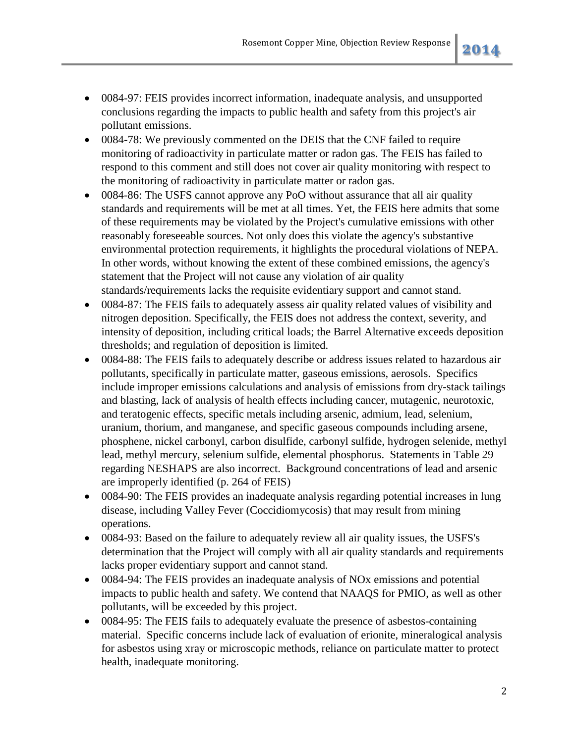- 0084-97: FEIS provides incorrect information, inadequate analysis, and unsupported conclusions regarding the impacts to public health and safety from this project's air pollutant emissions.
- 0084-78: We previously commented on the DEIS that the CNF failed to require monitoring of radioactivity in particulate matter or radon gas. The FEIS has failed to respond to this comment and still does not cover air quality monitoring with respect to the monitoring of radioactivity in particulate matter or radon gas.
- 0084-86: The USFS cannot approve any PoO without assurance that all air quality standards and requirements will be met at all times. Yet, the FEIS here admits that some of these requirements may be violated by the Project's cumulative emissions with other reasonably foreseeable sources. Not only does this violate the agency's substantive environmental protection requirements, it highlights the procedural violations of NEPA. In other words, without knowing the extent of these combined emissions, the agency's statement that the Project will not cause any violation of air quality standards/requirements lacks the requisite evidentiary support and cannot stand.
- 0084-87: The FEIS fails to adequately assess air quality related values of visibility and nitrogen deposition. Specifically, the FEIS does not address the context, severity, and intensity of deposition, including critical loads; the Barrel Alternative exceeds deposition thresholds; and regulation of deposition is limited.
- 0084-88: The FEIS fails to adequately describe or address issues related to hazardous air pollutants, specifically in particulate matter, gaseous emissions, aerosols. Specifics include improper emissions calculations and analysis of emissions from dry-stack tailings and blasting, lack of analysis of health effects including cancer, mutagenic, neurotoxic, and teratogenic effects, specific metals including arsenic, admium, lead, selenium, uranium, thorium, and manganese, and specific gaseous compounds including arsene, phosphene, nickel carbonyl, carbon disulfide, carbonyl sulfide, hydrogen selenide, methyl lead, methyl mercury, selenium sulfide, elemental phosphorus. Statements in Table 29 regarding NESHAPS are also incorrect. Background concentrations of lead and arsenic are improperly identified (p. 264 of FEIS)
- 0084-90: The FEIS provides an inadequate analysis regarding potential increases in lung disease, including Valley Fever (Coccidiomycosis) that may result from mining operations.
- 0084-93: Based on the failure to adequately review all air quality issues, the USFS's determination that the Project will comply with all air quality standards and requirements lacks proper evidentiary support and cannot stand.
- 0084-94: The FEIS provides an inadequate analysis of NOx emissions and potential impacts to public health and safety. We contend that NAAQS for PMIO, as well as other pollutants, will be exceeded by this project.
- 0084-95: The FEIS fails to adequately evaluate the presence of asbestos-containing material. Specific concerns include lack of evaluation of erionite, mineralogical analysis for asbestos using xray or microscopic methods, reliance on particulate matter to protect health, inadequate monitoring.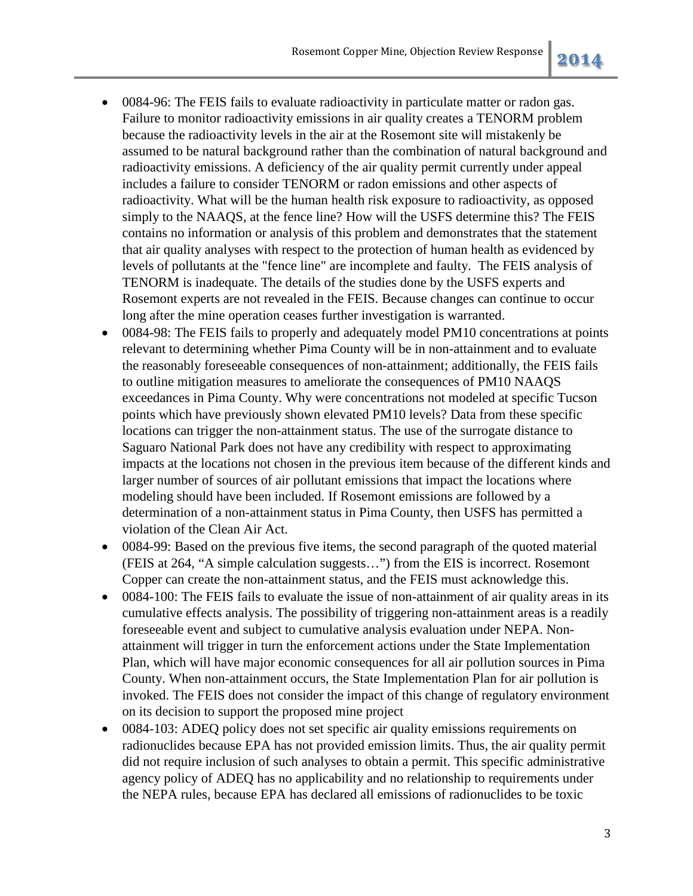- 0084-96: The FEIS fails to evaluate radioactivity in particulate matter or radon gas. Failure to monitor radioactivity emissions in air quality creates a TENORM problem because the radioactivity levels in the air at the Rosemont site will mistakenly be assumed to be natural background rather than the combination of natural background and radioactivity emissions. A deficiency of the air quality permit currently under appeal includes a failure to consider TENORM or radon emissions and other aspects of radioactivity. What will be the human health risk exposure to radioactivity, as opposed simply to the NAAQS, at the fence line? How will the USFS determine this? The FEIS contains no information or analysis of this problem and demonstrates that the statement that air quality analyses with respect to the protection of human health as evidenced by levels of pollutants at the "fence line" are incomplete and faulty. The FEIS analysis of TENORM is inadequate. The details of the studies done by the USFS experts and Rosemont experts are not revealed in the FEIS. Because changes can continue to occur long after the mine operation ceases further investigation is warranted.
- 0084-98: The FEIS fails to properly and adequately model PM10 concentrations at points relevant to determining whether Pima County will be in non-attainment and to evaluate the reasonably foreseeable consequences of non-attainment; additionally, the FEIS fails to outline mitigation measures to ameliorate the consequences of PM10 NAAQS exceedances in Pima County. Why were concentrations not modeled at specific Tucson points which have previously shown elevated PM10 levels? Data from these specific locations can trigger the non-attainment status. The use of the surrogate distance to Saguaro National Park does not have any credibility with respect to approximating impacts at the locations not chosen in the previous item because of the different kinds and larger number of sources of air pollutant emissions that impact the locations where modeling should have been included. If Rosemont emissions are followed by a determination of a non-attainment status in Pima County, then USFS has permitted a violation of the Clean Air Act.
- 0084-99: Based on the previous five items, the second paragraph of the quoted material (FEIS at 264, "A simple calculation suggests…") from the EIS is incorrect. Rosemont Copper can create the non-attainment status, and the FEIS must acknowledge this.
- 0084-100: The FEIS fails to evaluate the issue of non-attainment of air quality areas in its cumulative effects analysis. The possibility of triggering non-attainment areas is a readily foreseeable event and subject to cumulative analysis evaluation under NEPA. Non-attainment will trigger in turn the enforcement actions under the State Implementation Plan, which will have major economic consequences for all air pollution sources in Pima County. When non-attainment occurs, the State Implementation Plan for air pollution is invoked. The FEIS does not consider the impact of this change of regulatory environment on its decision to support the proposed mine project
- 0084-103: ADEQ policy does not set specific air quality emissions requirements on radionuclides because EPA has not provided emission limits. Thus, the air quality permit did not require inclusion of such analyses to obtain a permit. This specific administrative agency policy of ADEQ has no applicability and no relationship to requirements under the NEPA rules, because EPA has declared all emissions of radionuclides to be toxic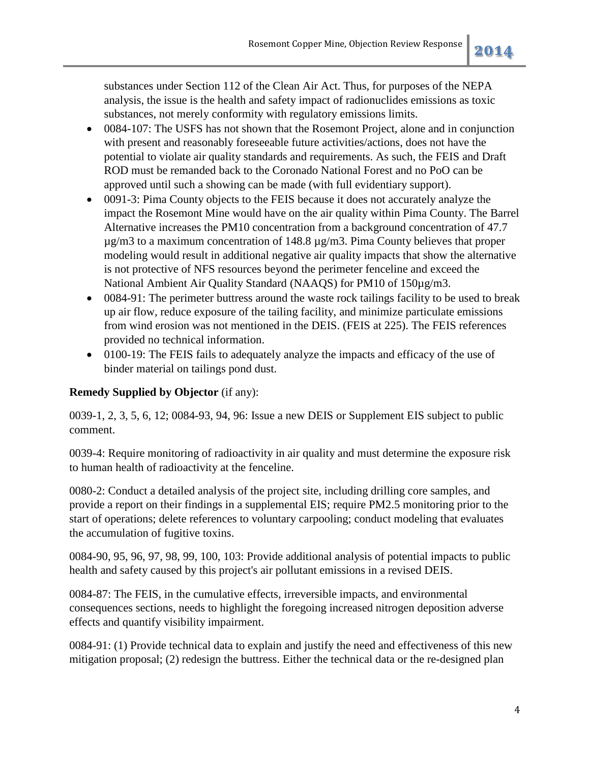substances under Section 112 of the Clean Air Act. Thus, for purposes of the NEPA analysis, the issue is the health and safety impact of radionuclides emissions as toxic substances, not merely conformity with regulatory emissions limits.

- 0084-107: The USFS has not shown that the Rosemont Project, alone and in conjunction with present and reasonably foreseeable future activities/actions, does not have the potential to violate air quality standards and requirements. As such, the FEIS and Draft ROD must be remanded back to the Coronado National Forest and no PoO can be approved until such a showing can be made (with full evidentiary support).
- 0091-3: Pima County objects to the FEIS because it does not accurately analyze the impact the Rosemont Mine would have on the air quality within Pima County. The Barrel Alternative increases the PM10 concentration from a background concentration of 47.7 µg/m3 to a maximum concentration of 148.8 µg/m3. Pima County believes that proper modeling would result in additional negative air quality impacts that show the alternative is not protective of NFS resources beyond the perimeter fenceline and exceed the National Ambient Air Quality Standard (NAAQS) for PM10 of 150µg/m3.
- 0084-91: The perimeter buttress around the waste rock tailings facility to be used to break up air flow, reduce exposure of the tailing facility, and minimize particulate emissions from wind erosion was not mentioned in the DEIS. (FEIS at 225). The FEIS references provided no technical information.
- 0100-19: The FEIS fails to adequately analyze the impacts and efficacy of the use of binder material on tailings pond dust.

**Remedy Supplied by Objector** (if any):

0039-1, 2, 3, 5, 6, 12; 0084-93, 94, 96: Issue a new DEIS or Supplement EIS subject to public comment.

0039-4: Require monitoring of radioactivity in air quality and must determine the exposure risk to human health of radioactivity at the fenceline.

0080-2: Conduct a detailed analysis of the project site, including drilling core samples, and provide a report on their findings in a supplemental EIS; require PM2.5 monitoring prior to the start of operations; delete references to voluntary carpooling; conduct modeling that evaluates the accumulation of fugitive toxins.

0084-90, 95, 96, 97, 98, 99, 100, 103: Provide additional analysis of potential impacts to public health and safety caused by this project's air pollutant emissions in a revised DEIS.

0084-87: The FEIS, in the cumulative effects, irreversible impacts, and environmental consequences sections, needs to highlight the foregoing increased nitrogen deposition adverse effects and quantify visibility impairment.

0084-91: (1) Provide technical data to explain and justify the need and effectiveness of this new mitigation proposal; (2) redesign the buttress. Either the technical data or the re-designed plan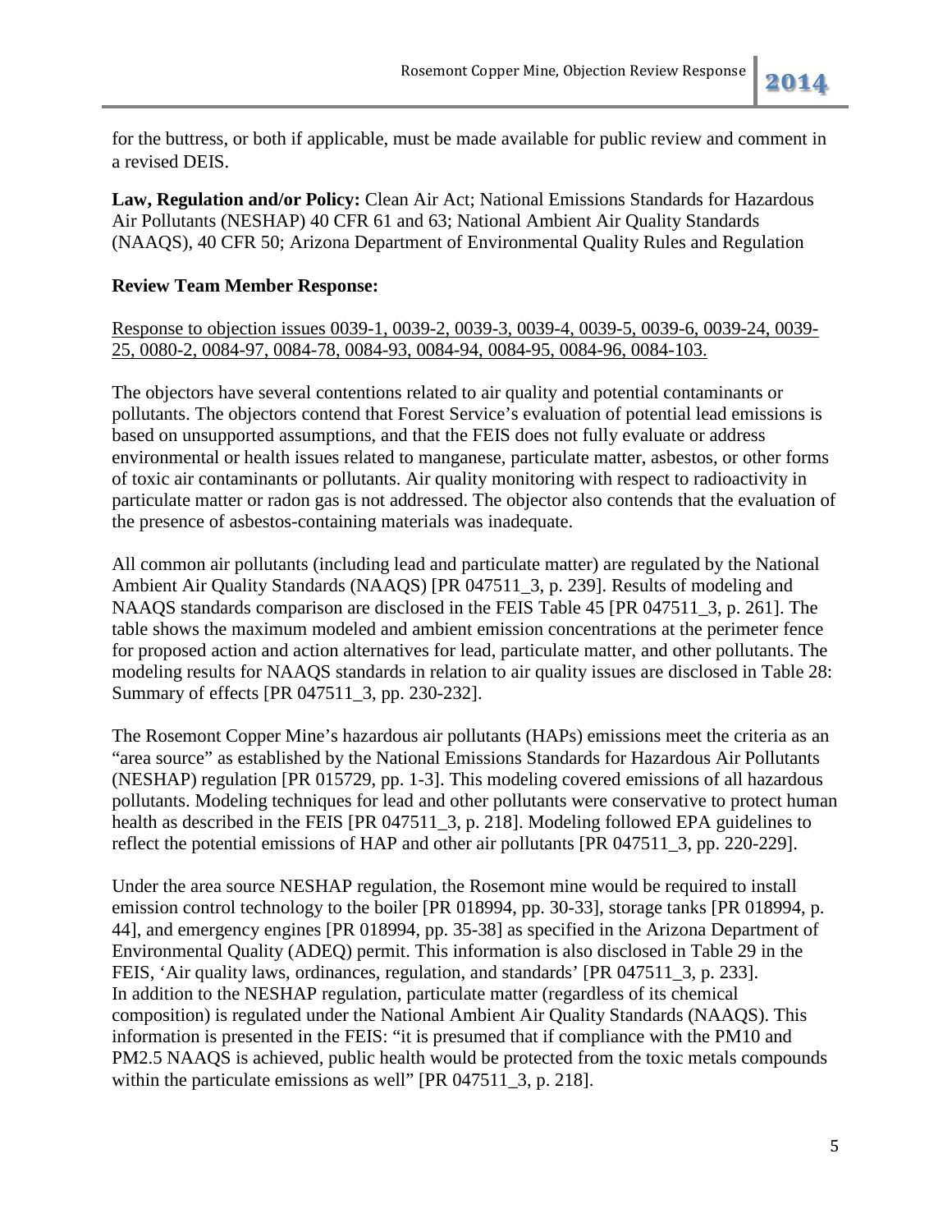for the buttress, or both if applicable, must be made available for public review and comment in a revised DEIS.

**Law, Regulation and/or Policy:** Clean Air Act; National Emissions Standards for Hazardous Air Pollutants (NESHAP) 40 CFR 61 and 63; National Ambient Air Quality Standards (NAAQS), 40 CFR 50; Arizona Department of Environmental Quality Rules and Regulation

**Review Team Member Response:**

Response to objection issues 0039-1, 0039-2, 0039-3, 0039-4, 0039-5, 0039-6, 0039-24, 0039-25, 0080-2, 0084-97, 0084-78, 0084-93, 0084-94, 0084-95, 0084-96, 0084-103.

The objectors have several contentions related to air quality and potential contaminants or pollutants. The objectors contend that Forest Service's evaluation of potential lead emissions is based on unsupported assumptions, and that the FEIS does not fully evaluate or address environmental or health issues related to manganese, particulate matter, asbestos, or other forms of toxic air contaminants or pollutants. Air quality monitoring with respect to radioactivity in particulate matter or radon gas is not addressed. The objector also contends that the evaluation of the presence of asbestos-containing materials was inadequate.

All common air pollutants (including lead and particulate matter) are regulated by the National Ambient Air Quality Standards (NAAQS) [PR 047511_3, p. 239]. Results of modeling and NAAQS standards comparison are disclosed in the FEIS Table 45 [PR 047511_3, p. 261]. The table shows the maximum modeled and ambient emission concentrations at the perimeter fence for proposed action and action alternatives for lead, particulate matter, and other pollutants. The modeling results for NAAQS standards in relation to air quality issues are disclosed in Table 28: Summary of effects [PR 047511_3, pp. 230-232].

The Rosemont Copper Mine's hazardous air pollutants (HAPs) emissions meet the criteria as an "area source" as established by the National Emissions Standards for Hazardous Air Pollutants (NESHAP) regulation [PR 015729, pp. 1-3]. This modeling covered emissions of all hazardous pollutants. Modeling techniques for lead and other pollutants were conservative to protect human health as described in the FEIS [PR 047511_3, p. 218]. Modeling followed EPA guidelines to reflect the potential emissions of HAP and other air pollutants [PR 047511_3, pp. 220-229].

Under the area source NESHAP regulation, the Rosemont mine would be required to install emission control technology to the boiler [PR 018994, pp. 30-33], storage tanks [PR 018994, p. 44], and emergency engines [PR 018994, pp. 35-38] as specified in the Arizona Department of Environmental Quality (ADEQ) permit. This information is also disclosed in Table 29 in the FEIS, 'Air quality laws, ordinances, regulation, and standards' [PR 047511_3, p. 233]. In addition to the NESHAP regulation, particulate matter (regardless of its chemical composition) is regulated under the National Ambient Air Quality Standards (NAAQS). This information is presented in the FEIS: "it is presumed that if compliance with the PM10 and PM2.5 NAAQS is achieved, public health would be protected from the toxic metals compounds within the particulate emissions as well" [PR 047511_3, p. 218].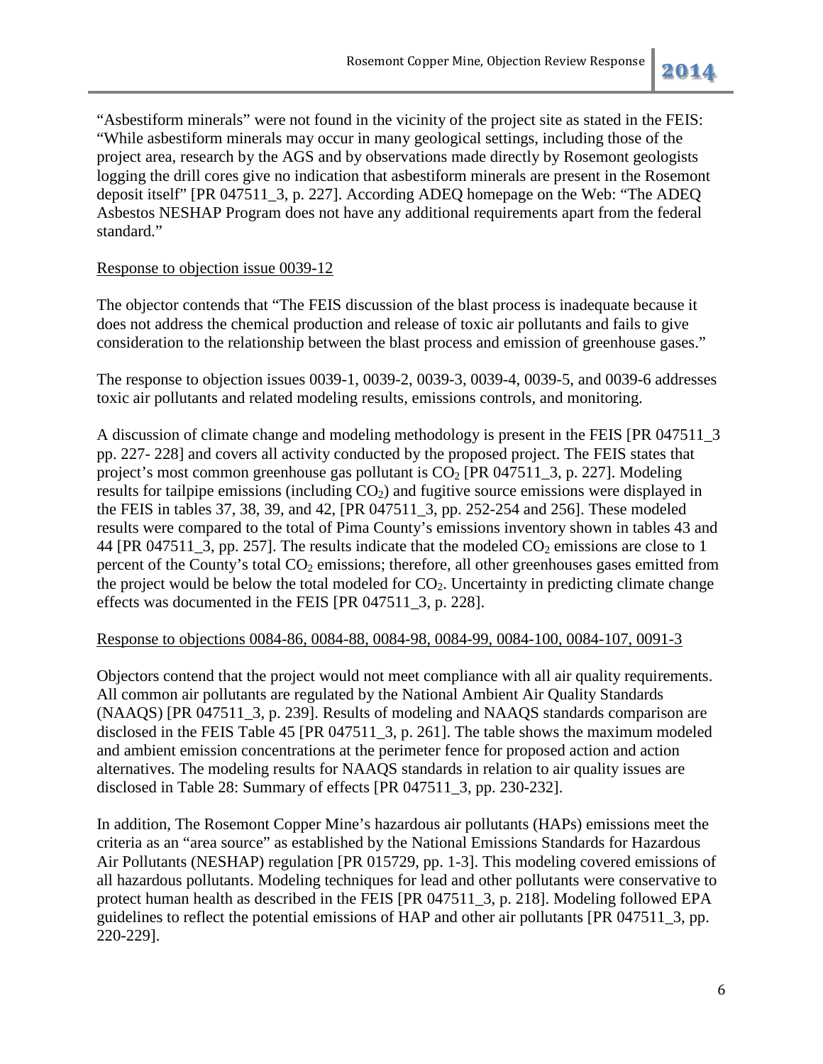"Asbestiform minerals" were not found in the vicinity of the project site as stated in the FEIS: "While asbestiform minerals may occur in many geological settings, including those of the project area, research by the AGS and by observations made directly by Rosemont geologists logging the drill cores give no indication that asbestiform minerals are present in the Rosemont deposit itself" [PR 047511_3, p. 227]. According ADEQ homepage on the Web: "The ADEQ Asbestos NESHAP Program does not have any additional requirements apart from the federal standard."

Response to objection issue 0039-12

The objector contends that "The FEIS discussion of the blast process is inadequate because it does not address the chemical production and release of toxic air pollutants and fails to give consideration to the relationship between the blast process and emission of greenhouse gases."

The response to objection issues 0039-1, 0039-2, 0039-3, 0039-4, 0039-5, and 0039-6 addresses toxic air pollutants and related modeling results, emissions controls, and monitoring.

A discussion of climate change and modeling methodology is present in the FEIS [PR 047511_3 pp. 227- 228] and covers all activity conducted by the proposed project. The FEIS states that project's most common greenhouse gas pollutant is $CO_2$ [PR 047511_3, p. 227]. Modeling results for tailpipe emissions (including $CO_2$) and fugitive source emissions were displayed in the FEIS in tables 37, 38, 39, and 42, [PR 047511_3, pp. 252-254 and 256]. These modeled results were compared to the total of Pima County's emissions inventory shown in tables 43 and 44 [PR 047511_3, pp. 257]. The results indicate that the modeled $CO_2$ emissions are close to 1 percent of the County's total $CO_2$ emissions; therefore, all other greenhouses gases emitted from the project would be below the total modeled for $CO_2$. Uncertainty in predicting climate change effects was documented in the FEIS [PR 047511_3, p. 228].

Response to objections 0084-86, 0084-88, 0084-98, 0084-99, 0084-100, 0084-107, 0091-3

Objectors contend that the project would not meet compliance with all air quality requirements. All common air pollutants are regulated by the National Ambient Air Quality Standards (NAAQS) [PR 047511_3, p. 239]. Results of modeling and NAAQS standards comparison are disclosed in the FEIS Table 45 [PR 047511_3, p. 261]. The table shows the maximum modeled and ambient emission concentrations at the perimeter fence for proposed action and action alternatives. The modeling results for NAAQS standards in relation to air quality issues are disclosed in Table 28: Summary of effects [PR 047511_3, pp. 230-232].

In addition, The Rosemont Copper Mine's hazardous air pollutants (HAPs) emissions meet the criteria as an "area source" as established by the National Emissions Standards for Hazardous Air Pollutants (NESHAP) regulation [PR 015729, pp. 1-3]. This modeling covered emissions of all hazardous pollutants. Modeling techniques for lead and other pollutants were conservative to protect human health as described in the FEIS [PR 047511_3, p. 218]. Modeling followed EPA guidelines to reflect the potential emissions of HAP and other air pollutants [PR 047511_3, pp. 220-229].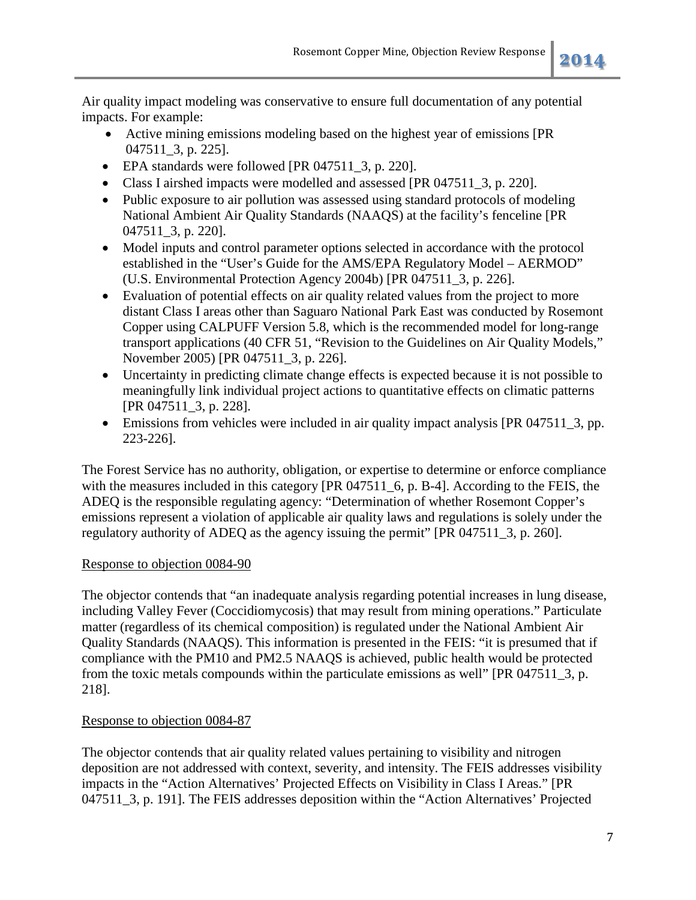Air quality impact modeling was conservative to ensure full documentation of any potential impacts. For example:

- Active mining emissions modeling based on the highest year of emissions [PR 047511_3, p. 225].
- EPA standards were followed [PR 047511_3, p. 220].
- Class I airshed impacts were modelled and assessed [PR 047511_3, p. 220].
- Public exposure to air pollution was assessed using standard protocols of modeling National Ambient Air Quality Standards (NAAQS) at the facility's fenceline [PR 047511_3, p. 220].
- Model inputs and control parameter options selected in accordance with the protocol established in the "User's Guide for the AMS/EPA Regulatory Model – AERMOD" (U.S. Environmental Protection Agency 2004b) [PR 047511_3, p. 226].
- Evaluation of potential effects on air quality related values from the project to more distant Class I areas other than Saguaro National Park East was conducted by Rosemont Copper using CALPUFF Version 5.8, which is the recommended model for long-range transport applications (40 CFR 51, "Revision to the Guidelines on Air Quality Models," November 2005) [PR 047511_3, p. 226].
- Uncertainty in predicting climate change effects is expected because it is not possible to meaningfully link individual project actions to quantitative effects on climatic patterns [PR 047511_3, p. 228].
- Emissions from vehicles were included in air quality impact analysis [PR 047511_3, pp. 223-226].

The Forest Service has no authority, obligation, or expertise to determine or enforce compliance with the measures included in this category [PR 047511_6, p. B-4]. According to the FEIS, the ADEQ is the responsible regulating agency: "Determination of whether Rosemont Copper's emissions represent a violation of applicable air quality laws and regulations is solely under the regulatory authority of ADEQ as the agency issuing the permit" [PR 047511_3, p. 260].

Response to objection 0084-90

The objector contends that "an inadequate analysis regarding potential increases in lung disease, including Valley Fever (Coccidiomycosis) that may result from mining operations." Particulate matter (regardless of its chemical composition) is regulated under the National Ambient Air Quality Standards (NAAQS). This information is presented in the FEIS: "it is presumed that if compliance with the PM10 and PM2.5 NAAQS is achieved, public health would be protected from the toxic metals compounds within the particulate emissions as well" [PR 047511_3, p. 218].

Response to objection 0084-87

The objector contends that air quality related values pertaining to visibility and nitrogen deposition are not addressed with context, severity, and intensity. The FEIS addresses visibility impacts in the "Action Alternatives' Projected Effects on Visibility in Class I Areas." [PR 047511_3, p. 191]. The FEIS addresses deposition within the "Action Alternatives' Projected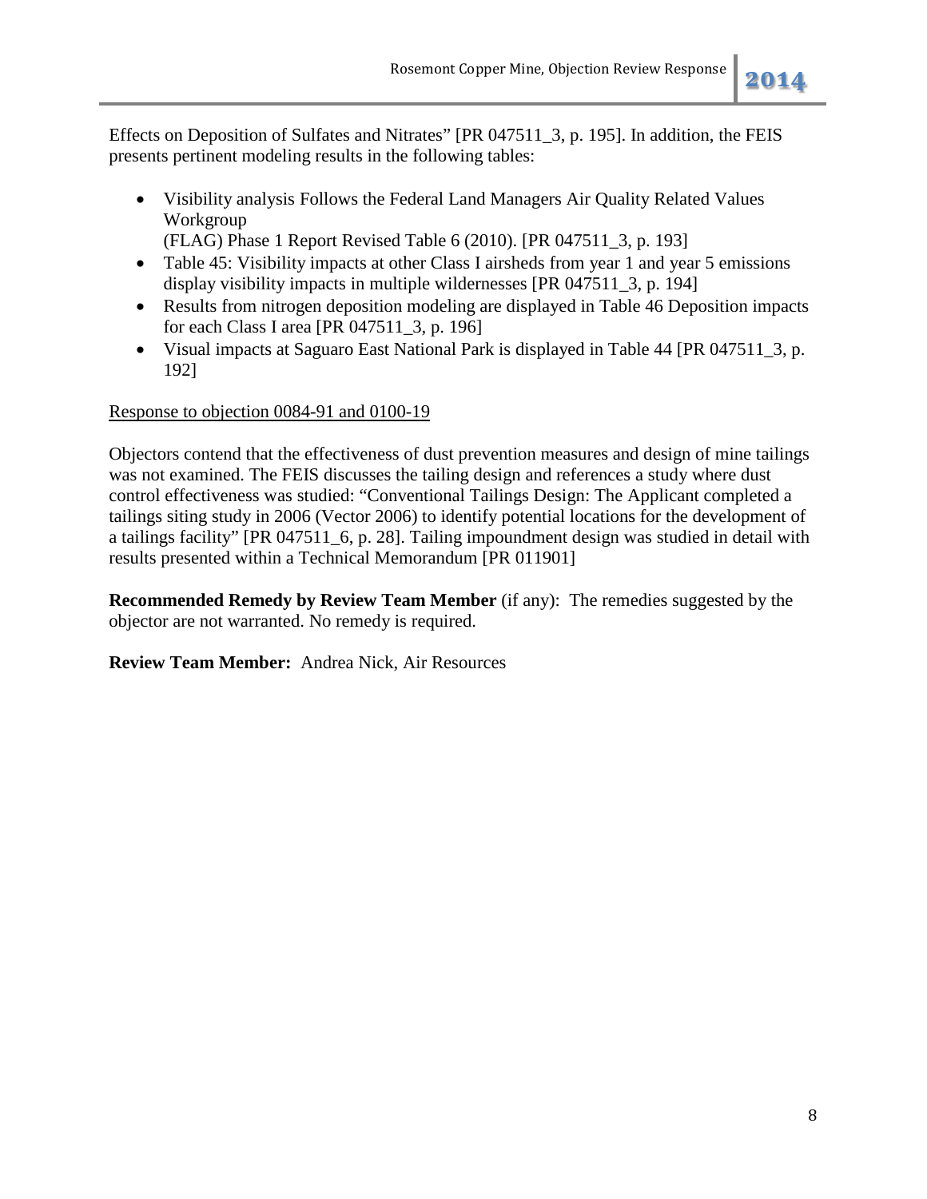Effects on Deposition of Sulfates and Nitrates" [PR 047511_3, p. 195]. In addition, the FEIS presents pertinent modeling results in the following tables:

- Visibility analysis Follows the Federal Land Managers Air Quality Related Values Workgroup
  (FLAG) Phase 1 Report Revised Table 6 (2010). [PR 047511_3, p. 193]
- Table 45: Visibility impacts at other Class I airsheds from year 1 and year 5 emissions display visibility impacts in multiple wildernesses [PR 047511_3, p. 194]
- Results from nitrogen deposition modeling are displayed in Table 46 Deposition impacts for each Class I area [PR 047511_3, p. 196]
- Visual impacts at Saguaro East National Park is displayed in Table 44 [PR 047511_3, p. 192]

<u>Response to objection 0084-91 and 0100-19</u>

Objectors contend that the effectiveness of dust prevention measures and design of mine tailings was not examined. The FEIS discusses the tailing design and references a study where dust control effectiveness was studied: "Conventional Tailings Design: The Applicant completed a tailings siting study in 2006 (Vector 2006) to identify potential locations for the development of a tailings facility" [PR 047511_6, p. 28]. Tailing impoundment design was studied in detail with results presented within a Technical Memorandum [PR 011901]

**Recommended Remedy by Review Team Member** (if any): The remedies suggested by the objector are not warranted. No remedy is required.

**Review Team Member:** Andrea Nick, Air Resources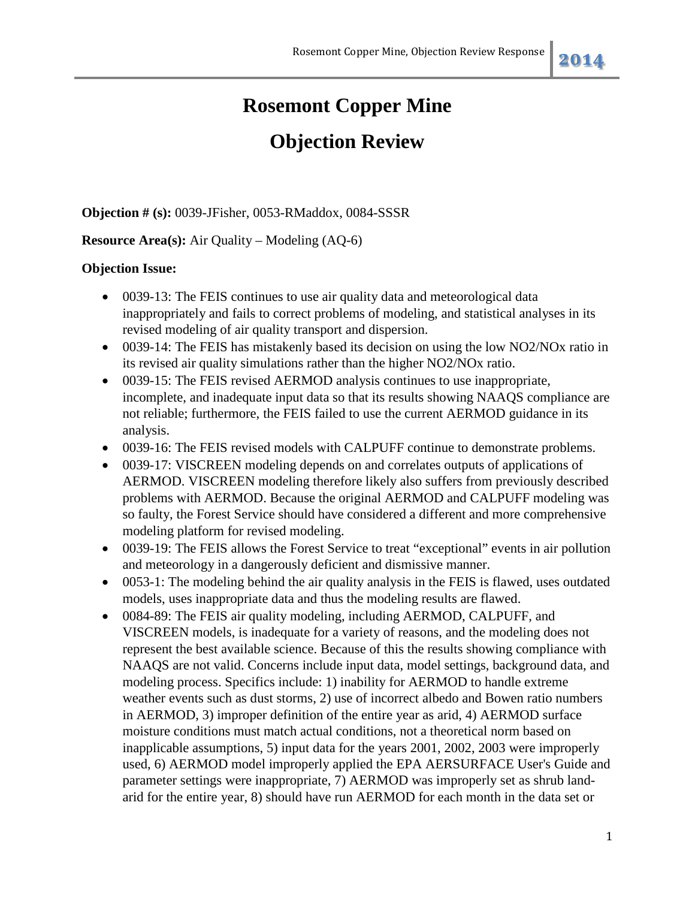# Rosemont Copper Mine

# Objection Review

**Objection # (s):** 0039-JFisher, 0053-RMaddox, 0084-SSSR

**Resource Area(s):** Air Quality – Modeling (AQ-6)

**Objection Issue:**

- 0039-13: The FEIS continues to use air quality data and meteorological data inappropriately and fails to correct problems of modeling, and statistical analyses in its revised modeling of air quality transport and dispersion.
- 0039-14: The FEIS has mistakenly based its decision on using the low $NO_2/NO_x$ ratio in its revised air quality simulations rather than the higher $NO_2/NO_x$ ratio.
- 0039-15: The FEIS revised AERMOD analysis continues to use inappropriate, incomplete, and inadequate input data so that its results showing NAAQS compliance are not reliable; furthermore, the FEIS failed to use the current AERMOD guidance in its analysis.
- 0039-16: The FEIS revised models with CALPUFF continue to demonstrate problems.
- 0039-17: VISCREEN modeling depends on and correlates outputs of applications of AERMOD. VISCREEN modeling therefore likely also suffers from previously described problems with AERMOD. Because the original AERMOD and CALPUFF modeling was so faulty, the Forest Service should have considered a different and more comprehensive modeling platform for revised modeling.
- 0039-19: The FEIS allows the Forest Service to treat "exceptional" events in air pollution and meteorology in a dangerously deficient and dismissive manner.
- 0053-1: The modeling behind the air quality analysis in the FEIS is flawed, uses outdated models, uses inappropriate data and thus the modeling results are flawed.
- 0084-89: The FEIS air quality modeling, including AERMOD, CALPUFF, and VISCREEN models, is inadequate for a variety of reasons, and the modeling does not represent the best available science. Because of this the results showing compliance with NAAQS are not valid. Concerns include input data, model settings, background data, and modeling process. Specifics include: 1) inability for AERMOD to handle extreme weather events such as dust storms, 2) use of incorrect albedo and Bowen ratio numbers in AERMOD, 3) improper definition of the entire year as arid, 4) AERMOD surface moisture conditions must match actual conditions, not a theoretical norm based on inapplicable assumptions, 5) input data for the years 2001, 2002, 2003 were improperly used, 6) AERMOD model improperly applied the EPA AERSURFACE User's Guide and parameter settings were inappropriate, 7) AERMOD was improperly set as shrub land-arid for the entire year, 8) should have run AERMOD for each month in the data set or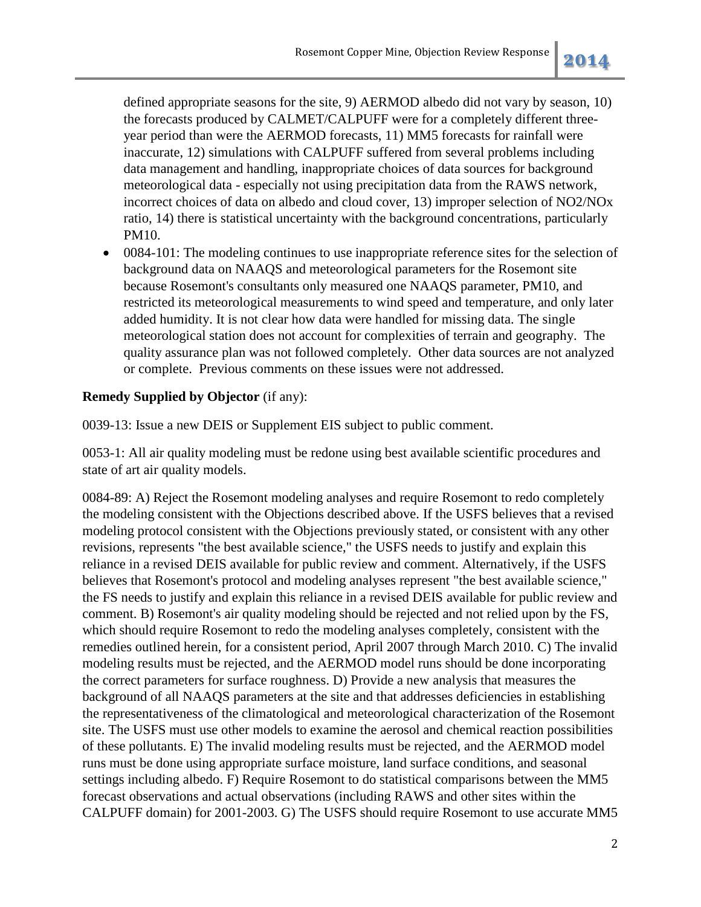defined appropriate seasons for the site, 9) AERMOD albedo did not vary by season, 10) the forecasts produced by CALMET/CALPUFF were for a completely different three-year period than were the AERMOD forecasts, 11) MM5 forecasts for rainfall were inaccurate, 12) simulations with CALPUFF suffered from several problems including data management and handling, inappropriate choices of data sources for background meteorological data - especially not using precipitation data from the RAWS network, incorrect choices of data on albedo and cloud cover, 13) improper selection of $NO_2/NO_x$ ratio, 14) there is statistical uncertainty with the background concentrations, particularly PM10.

- 0084-101: The modeling continues to use inappropriate reference sites for the selection of background data on NAAQS and meteorological parameters for the Rosemont site because Rosemont's consultants only measured one NAAQS parameter, PM10, and restricted its meteorological measurements to wind speed and temperature, and only later added humidity. It is not clear how data were handled for missing data. The single meteorological station does not account for complexities of terrain and geography. The quality assurance plan was not followed completely. Other data sources are not analyzed or complete. Previous comments on these issues were not addressed.

**Remedy Supplied by Objector** (if any):

0039-13: Issue a new DEIS or Supplement EIS subject to public comment.

0053-1: All air quality modeling must be redone using best available scientific procedures and state of art air quality models.

0084-89: A) Reject the Rosemont modeling analyses and require Rosemont to redo completely the modeling consistent with the Objections described above. If the USFS believes that a revised modeling protocol consistent with the Objections previously stated, or consistent with any other revisions, represents "the best available science," the USFS needs to justify and explain this reliance in a revised DEIS available for public review and comment. Alternatively, if the USFS believes that Rosemont's protocol and modeling analyses represent "the best available science," the FS needs to justify and explain this reliance in a revised DEIS available for public review and comment. B) Rosemont's air quality modeling should be rejected and not relied upon by the FS, which should require Rosemont to redo the modeling analyses completely, consistent with the remedies outlined herein, for a consistent period, April 2007 through March 2010. C) The invalid modeling results must be rejected, and the AERMOD model runs should be done incorporating the correct parameters for surface roughness. D) Provide a new analysis that measures the background of all NAAQS parameters at the site and that addresses deficiencies in establishing the representativeness of the climatological and meteorological characterization of the Rosemont site. The USFS must use other models to examine the aerosol and chemical reaction possibilities of these pollutants. E) The invalid modeling results must be rejected, and the AERMOD model runs must be done using appropriate surface moisture, land surface conditions, and seasonal settings including albedo. F) Require Rosemont to do statistical comparisons between the MM5 forecast observations and actual observations (including RAWS and other sites within the CALPUFF domain) for 2001-2003. G) The USFS should require Rosemont to use accurate MM5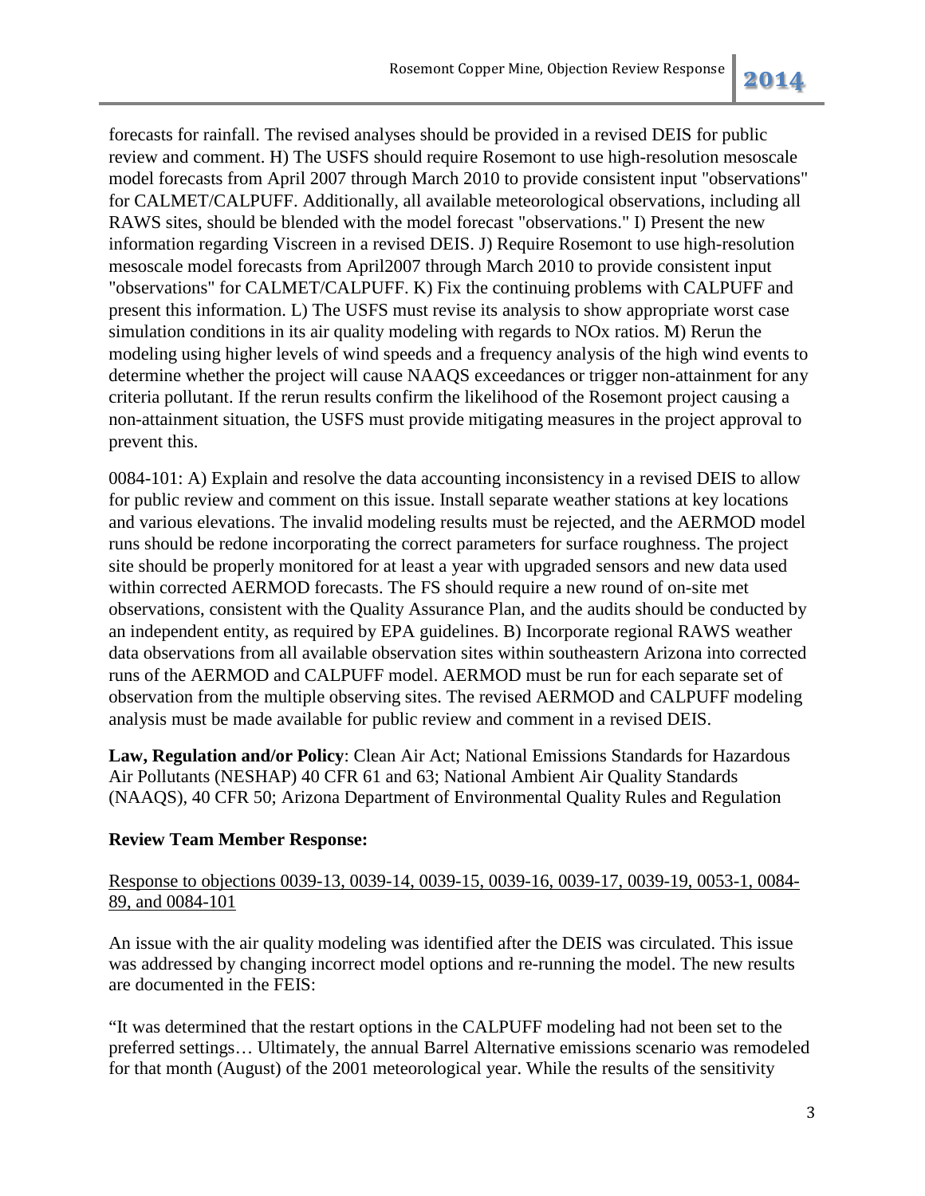forecasts for rainfall. The revised analyses should be provided in a revised DEIS for public review and comment. H) The USFS should require Rosemont to use high-resolution mesoscale model forecasts from April 2007 through March 2010 to provide consistent input "observations" for CALMET/CALPUFF. Additionally, all available meteorological observations, including all RAWS sites, should be blended with the model forecast "observations." I) Present the new information regarding Viscreen in a revised DEIS. J) Require Rosemont to use high-resolution mesoscale model forecasts from April2007 through March 2010 to provide consistent input "observations" for CALMET/CALPUFF. K) Fix the continuing problems with CALPUFF and present this information. L) The USFS must revise its analysis to show appropriate worst case simulation conditions in its air quality modeling with regards to NOx ratios. M) Rerun the modeling using higher levels of wind speeds and a frequency analysis of the high wind events to determine whether the project will cause NAAQS exceedances or trigger non-attainment for any criteria pollutant. If the rerun results confirm the likelihood of the Rosemont project causing a non-attainment situation, the USFS must provide mitigating measures in the project approval to prevent this.

0084-101: A) Explain and resolve the data accounting inconsistency in a revised DEIS to allow for public review and comment on this issue. Install separate weather stations at key locations and various elevations. The invalid modeling results must be rejected, and the AERMOD model runs should be redone incorporating the correct parameters for surface roughness. The project site should be properly monitored for at least a year with upgraded sensors and new data used within corrected AERMOD forecasts. The FS should require a new round of on-site met observations, consistent with the Quality Assurance Plan, and the audits should be conducted by an independent entity, as required by EPA guidelines. B) Incorporate regional RAWS weather data observations from all available observation sites within southeastern Arizona into corrected runs of the AERMOD and CALPUFF model. AERMOD must be run for each separate set of observation from the multiple observing sites. The revised AERMOD and CALPUFF modeling analysis must be made available for public review and comment in a revised DEIS.

**Law, Regulation and/or Policy**: Clean Air Act; National Emissions Standards for Hazardous Air Pollutants (NESHAP) 40 CFR 61 and 63; National Ambient Air Quality Standards (NAAQS), 40 CFR 50; Arizona Department of Environmental Quality Rules and Regulation

**Review Team Member Response:**

<u>Response to objections 0039-13, 0039-14, 0039-15, 0039-16, 0039-17, 0039-19, 0053-1, 0084-89, and 0084-101</u>

An issue with the air quality modeling was identified after the DEIS was circulated. This issue was addressed by changing incorrect model options and re-running the model. The new results are documented in the FEIS:

"It was determined that the restart options in the CALPUFF modeling had not been set to the preferred settings… Ultimately, the annual Barrel Alternative emissions scenario was remodeled for that month (August) of the 2001 meteorological year. While the results of the sensitivity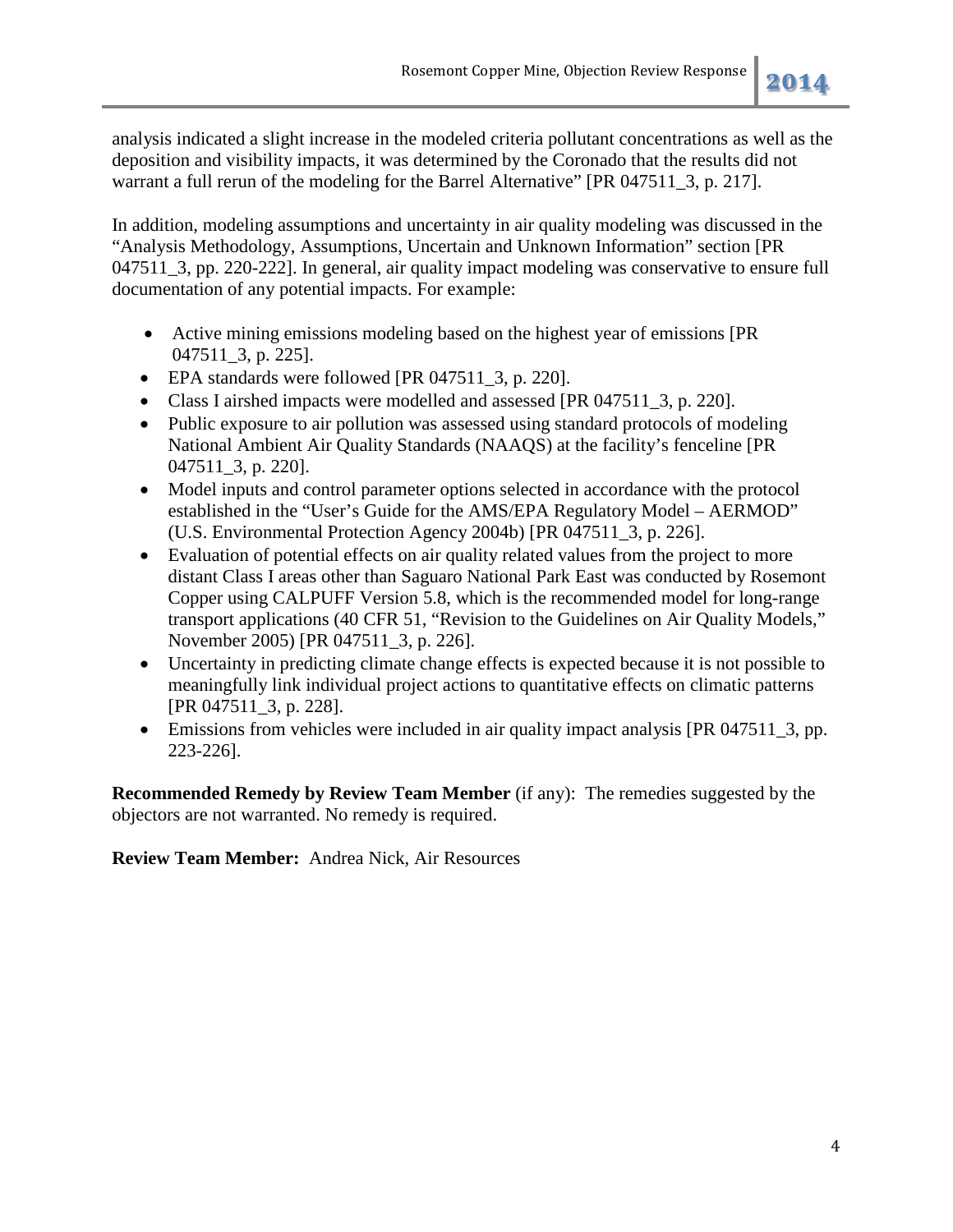analysis indicated a slight increase in the modeled criteria pollutant concentrations as well as the deposition and visibility impacts, it was determined by the Coronado that the results did not warrant a full rerun of the modeling for the Barrel Alternative" [PR 047511_3, p. 217].

In addition, modeling assumptions and uncertainty in air quality modeling was discussed in the "Analysis Methodology, Assumptions, Uncertain and Unknown Information" section [PR 047511_3, pp. 220-222]. In general, air quality impact modeling was conservative to ensure full documentation of any potential impacts. For example:

- Active mining emissions modeling based on the highest year of emissions [PR 047511_3, p. 225].
- EPA standards were followed [PR 047511_3, p. 220].
- Class I airshed impacts were modelled and assessed [PR 047511_3, p. 220].
- Public exposure to air pollution was assessed using standard protocols of modeling National Ambient Air Quality Standards (NAAQS) at the facility's fenceline [PR 047511_3, p. 220].
- Model inputs and control parameter options selected in accordance with the protocol established in the "User's Guide for the AMS/EPA Regulatory Model – AERMOD" (U.S. Environmental Protection Agency 2004b) [PR 047511_3, p. 226].
- Evaluation of potential effects on air quality related values from the project to more distant Class I areas other than Saguaro National Park East was conducted by Rosemont Copper using CALPUFF Version 5.8, which is the recommended model for long-range transport applications (40 CFR 51, "Revision to the Guidelines on Air Quality Models," November 2005) [PR 047511_3, p. 226].
- Uncertainty in predicting climate change effects is expected because it is not possible to meaningfully link individual project actions to quantitative effects on climatic patterns [PR 047511_3, p. 228].
- Emissions from vehicles were included in air quality impact analysis [PR 047511_3, pp. 223-226].

**Recommended Remedy by Review Team Member** (if any): The remedies suggested by the objectors are not warranted. No remedy is required.

**Review Team Member:** Andrea Nick, Air Resources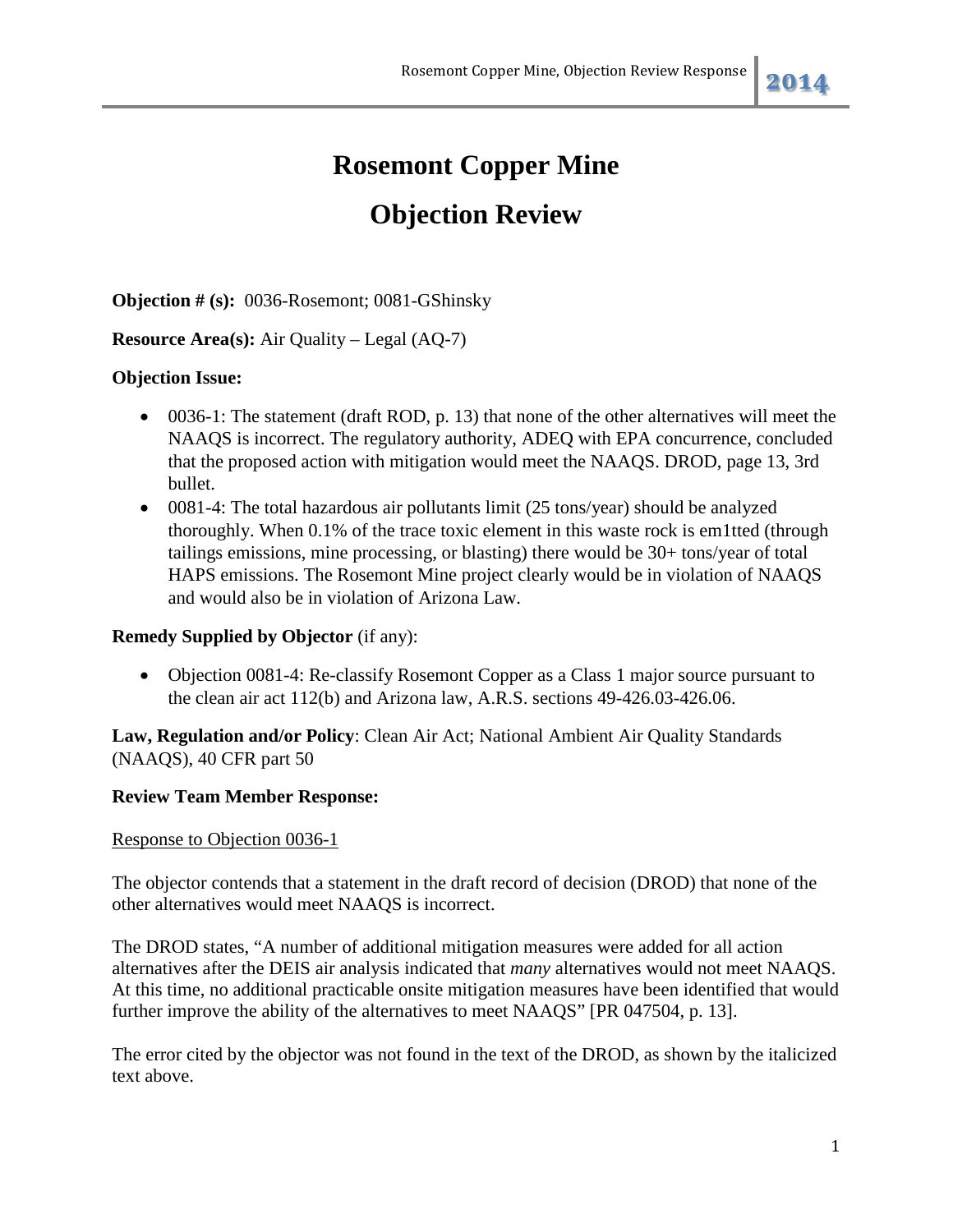# Rosemont Copper Mine

# Objection Review

**Objection # (s):** 0036-Rosemont; 0081-GShinsky

**Resource Area(s):** Air Quality – Legal (AQ-7)

**Objection Issue:**

- 0036-1: The statement (draft ROD, p. 13) that none of the other alternatives will meet the NAAQS is incorrect. The regulatory authority, ADEQ with EPA concurrence, concluded that the proposed action with mitigation would meet the NAAQS. DROD, page 13, 3rd bullet.
- 0081-4: The total hazardous air pollutants limit (25 tons/year) should be analyzed thoroughly. When 0.1% of the trace toxic element in this waste rock is em1tted (through tailings emissions, mine processing, or blasting) there would be 30+ tons/year of total HAPS emissions. The Rosemont Mine project clearly would be in violation of NAAQS and would also be in violation of Arizona Law.

**Remedy Supplied by Objector** (if any):

- Objection 0081-4: Re-classify Rosemont Copper as a Class 1 major source pursuant to the clean air act 112(b) and Arizona law, A.R.S. sections 49-426.03-426.06.

**Law, Regulation and/or Policy**: Clean Air Act; National Ambient Air Quality Standards (NAAQS), 40 CFR part 50

**Review Team Member Response:**

<u>Response to Objection 0036-1</u>

The objector contends that a statement in the draft record of decision (DROD) that none of the other alternatives would meet NAAQS is incorrect.

The DROD states, "A number of additional mitigation measures were added for all action alternatives after the DEIS air analysis indicated that *many* alternatives would not meet NAAQS. At this time, no additional practicable onsite mitigation measures have been identified that would further improve the ability of the alternatives to meet NAAQS" [PR 047504, p. 13].

The error cited by the objector was not found in the text of the DROD, as shown by the italicized text above.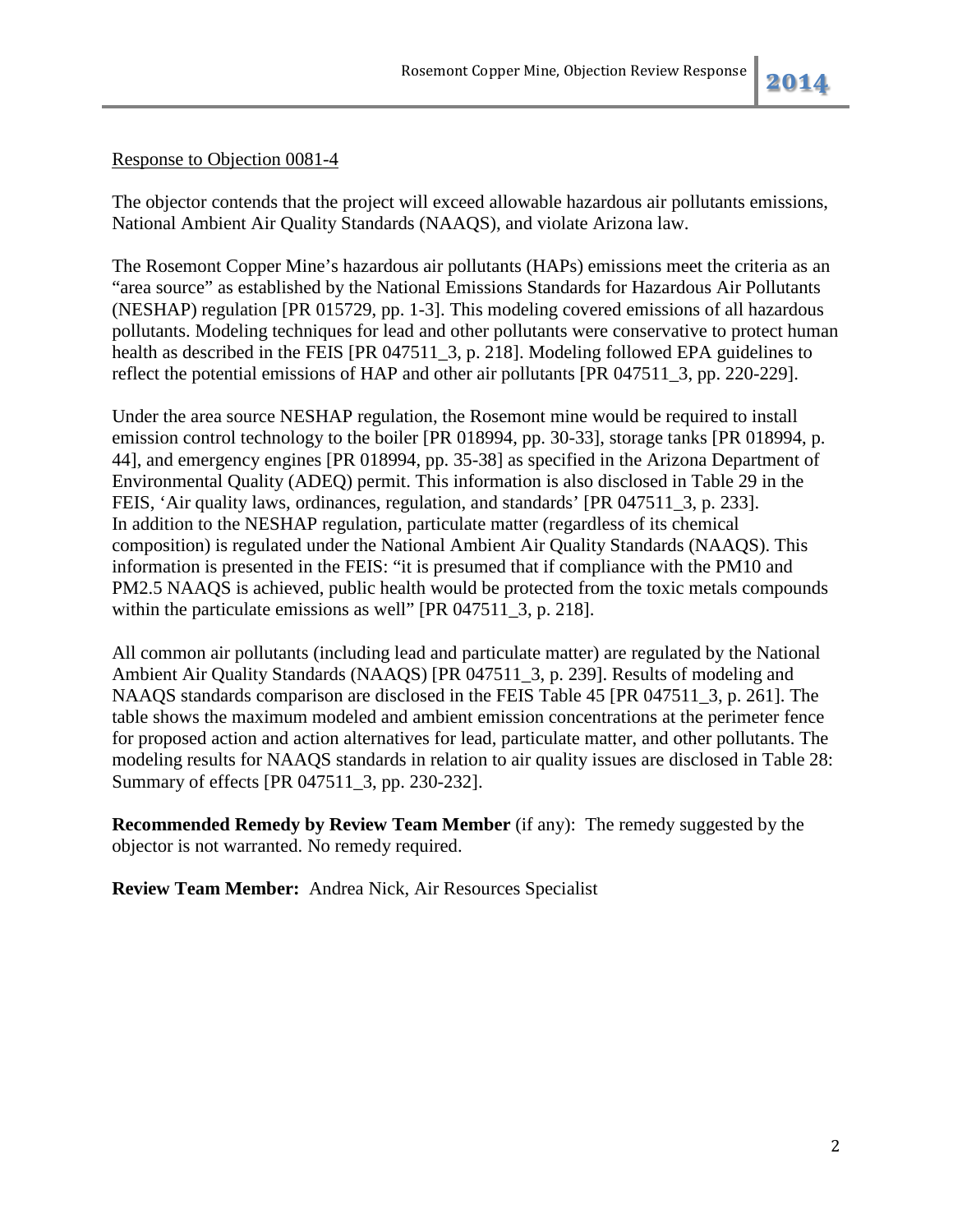Response to Objection 0081-4

The objector contends that the project will exceed allowable hazardous air pollutants emissions, National Ambient Air Quality Standards (NAAQS), and violate Arizona law.

The Rosemont Copper Mine's hazardous air pollutants (HAPs) emissions meet the criteria as an "area source" as established by the National Emissions Standards for Hazardous Air Pollutants (NESHAP) regulation [PR 015729, pp. 1-3]. This modeling covered emissions of all hazardous pollutants. Modeling techniques for lead and other pollutants were conservative to protect human health as described in the FEIS [PR 047511_3, p. 218]. Modeling followed EPA guidelines to reflect the potential emissions of HAP and other air pollutants [PR 047511_3, pp. 220-229].

Under the area source NESHAP regulation, the Rosemont mine would be required to install emission control technology to the boiler [PR 018994, pp. 30-33], storage tanks [PR 018994, p. 44], and emergency engines [PR 018994, pp. 35-38] as specified in the Arizona Department of Environmental Quality (ADEQ) permit. This information is also disclosed in Table 29 in the FEIS, 'Air quality laws, ordinances, regulation, and standards' [PR 047511_3, p. 233]. In addition to the NESHAP regulation, particulate matter (regardless of its chemical composition) is regulated under the National Ambient Air Quality Standards (NAAQS). This information is presented in the FEIS: "it is presumed that if compliance with the PM10 and PM2.5 NAAQS is achieved, public health would be protected from the toxic metals compounds within the particulate emissions as well" [PR 047511_3, p. 218].

All common air pollutants (including lead and particulate matter) are regulated by the National Ambient Air Quality Standards (NAAQS) [PR 047511_3, p. 239]. Results of modeling and NAAQS standards comparison are disclosed in the FEIS Table 45 [PR 047511_3, p. 261]. The table shows the maximum modeled and ambient emission concentrations at the perimeter fence for proposed action and action alternatives for lead, particulate matter, and other pollutants. The modeling results for NAAQS standards in relation to air quality issues are disclosed in Table 28: Summary of effects [PR 047511_3, pp. 230-232].

**Recommended Remedy by Review Team Member** (if any): The remedy suggested by the objector is not warranted. No remedy required.

**Review Team Member:** Andrea Nick, Air Resources Specialist